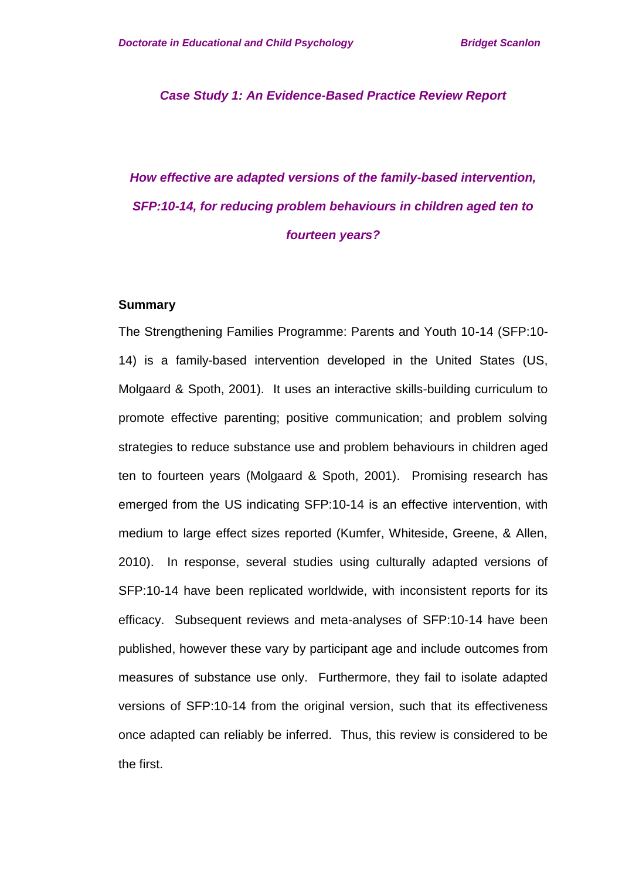*Case Study 1: An Evidence-Based Practice Review Report*

# *How effective are adapted versions of the family-based intervention, SFP:10-14, for reducing problem behaviours in children aged ten to fourteen years?*

## Summary

The Strengthening Families Programme: Parents and Youth 10-14 (SFP:10-14) is a family-based intervention developed in the United States (US, Molgaard & Spoth, 2001). It uses an interactive skills-building curriculum to promote effective parenting; positive communication; and problem solving strategies to reduce substance use and problem behaviours in children aged ten to fourteen years (Molgaard & Spoth, 2001). Promising research has emerged from the US indicating SFP:10-14 is an effective intervention, with medium to large effect sizes reported (Kumfer, Whiteside, Greene, & Allen, 2010). In response, several studies using culturally adapted versions of SFP:10-14 have been replicated worldwide, with inconsistent reports for its efficacy. Subsequent reviews and meta-analyses of SFP:10-14 have been published, however these vary by participant age and include outcomes from measures of substance use only. Furthermore, they fail to isolate adapted versions of SFP:10-14 from the original version, such that its effectiveness once adapted can reliably be inferred. Thus, this review is considered to be the first.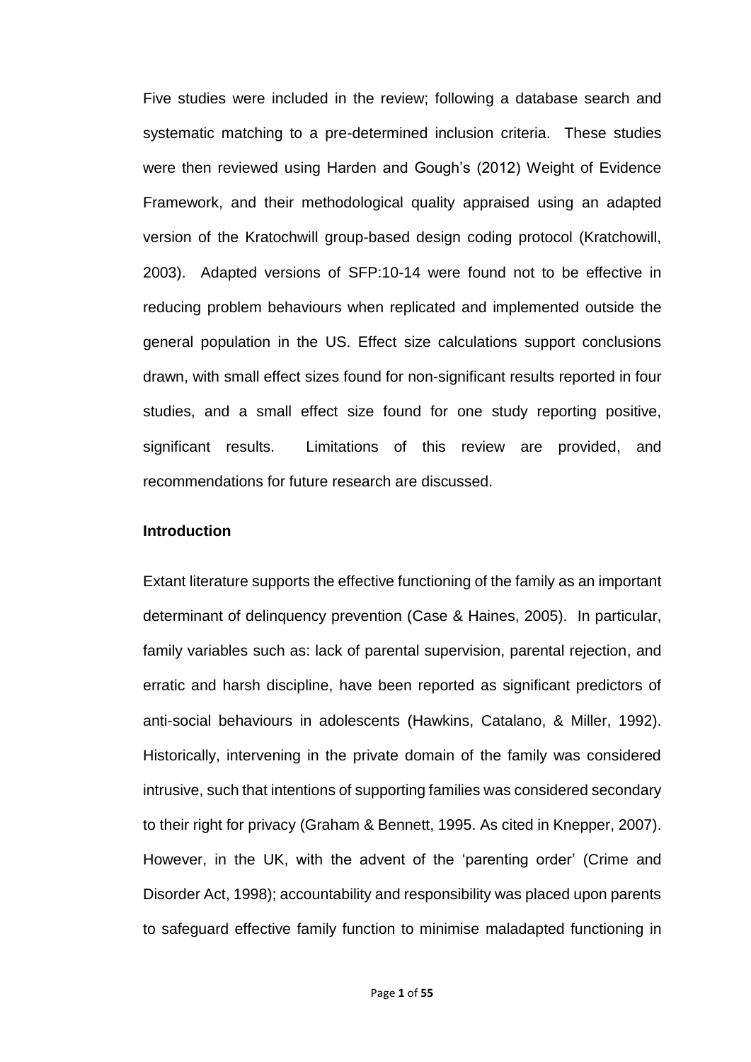Five studies were included in the review; following a database search and systematic matching to a pre-determined inclusion criteria. These studies were then reviewed using Harden and Gough's (2012) Weight of Evidence Framework, and their methodological quality appraised using an adapted version of the Kratochwill group-based design coding protocol (Kratchowill, 2003). Adapted versions of SFP:10-14 were found not to be effective in reducing problem behaviours when replicated and implemented outside the general population in the US. Effect size calculations support conclusions drawn, with small effect sizes found for non-significant results reported in four studies, and a small effect size found for one study reporting positive, significant results. Limitations of this review are provided, and recommendations for future research are discussed.

### Introduction

Extant literature supports the effective functioning of the family as an important determinant of delinquency prevention (Case & Haines, 2005). In particular, family variables such as: lack of parental supervision, parental rejection, and erratic and harsh discipline, have been reported as significant predictors of anti-social behaviours in adolescents (Hawkins, Catalano, & Miller, 1992). Historically, intervening in the private domain of the family was considered intrusive, such that intentions of supporting families was considered secondary to their right for privacy (Graham & Bennett, 1995. As cited in Knepper, 2007). However, in the UK, with the advent of the 'parenting order' (Crime and Disorder Act, 1998); accountability and responsibility was placed upon parents to safeguard effective family function to minimise maladapted functioning in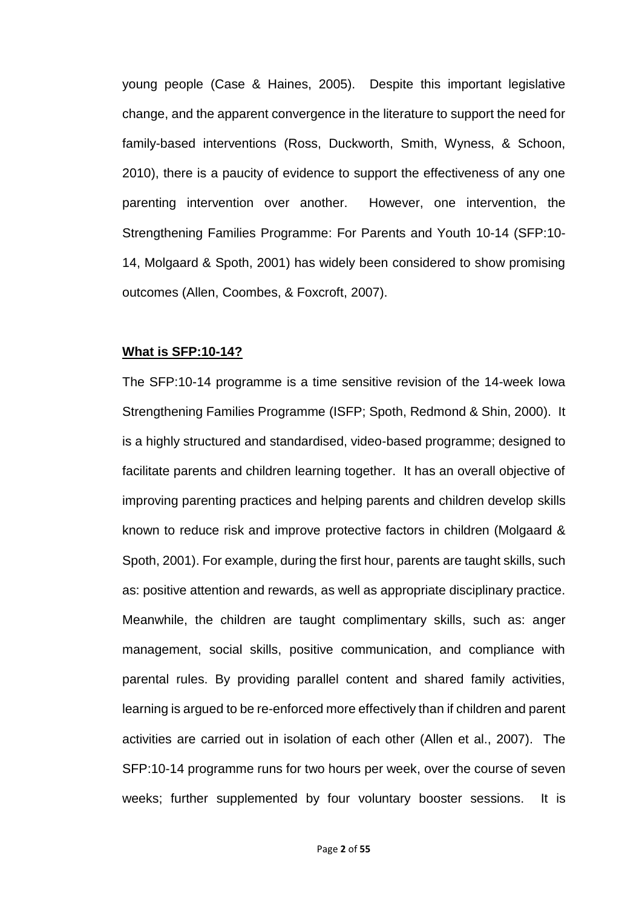young people (Case & Haines, 2005). Despite this important legislative change, and the apparent convergence in the literature to support the need for family-based interventions (Ross, Duckworth, Smith, Wyness, & Schoon, 2010), there is a paucity of evidence to support the effectiveness of any one parenting intervention over another. However, one intervention, the Strengthening Families Programme: For Parents and Youth 10-14 (SFP:10-14, Molgaard & Spoth, 2001) has widely been considered to show promising outcomes (Allen, Coombes, & Foxcroft, 2007).

**What is SFP:10-14?**

The SFP:10-14 programme is a time sensitive revision of the 14-week Iowa Strengthening Families Programme (ISFP; Spoth, Redmond & Shin, 2000). It is a highly structured and standardised, video-based programme; designed to facilitate parents and children learning together. It has an overall objective of improving parenting practices and helping parents and children develop skills known to reduce risk and improve protective factors in children (Molgaard & Spoth, 2001). For example, during the first hour, parents are taught skills, such as: positive attention and rewards, as well as appropriate disciplinary practice. Meanwhile, the children are taught complimentary skills, such as: anger management, social skills, positive communication, and compliance with parental rules. By providing parallel content and shared family activities, learning is argued to be re-enforced more effectively than if children and parent activities are carried out in isolation of each other (Allen et al., 2007). The SFP:10-14 programme runs for two hours per week, over the course of seven weeks; further supplemented by four voluntary booster sessions. It is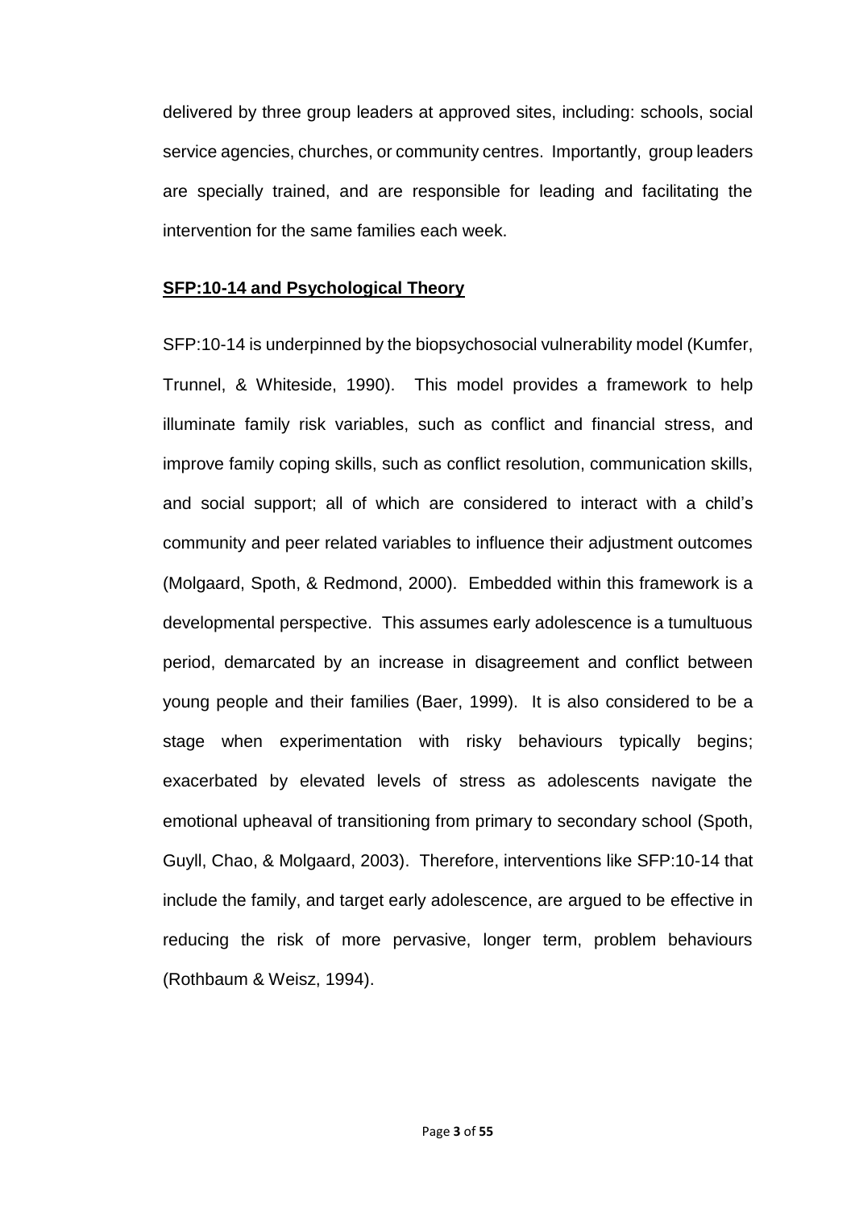delivered by three group leaders at approved sites, including: schools, social service agencies, churches, or community centres. Importantly, group leaders are specially trained, and are responsible for leading and facilitating the intervention for the same families each week.

## **SFP:10-14 and Psychological Theory**

SFP:10-14 is underpinned by the biopsychosocial vulnerability model (Kumfer, Trunnel, & Whiteside, 1990). This model provides a framework to help illuminate family risk variables, such as conflict and financial stress, and improve family coping skills, such as conflict resolution, communication skills, and social support; all of which are considered to interact with a child's community and peer related variables to influence their adjustment outcomes (Molgaard, Spoth, & Redmond, 2000). Embedded within this framework is a developmental perspective. This assumes early adolescence is a tumultuous period, demarcated by an increase in disagreement and conflict between young people and their families (Baer, 1999). It is also considered to be a stage when experimentation with risky behaviours typically begins; exacerbated by elevated levels of stress as adolescents navigate the emotional upheaval of transitioning from primary to secondary school (Spoth, Guyll, Chao, & Molgaard, 2003). Therefore, interventions like SFP:10-14 that include the family, and target early adolescence, are argued to be effective in reducing the risk of more pervasive, longer term, problem behaviours (Rothbaum & Weisz, 1994).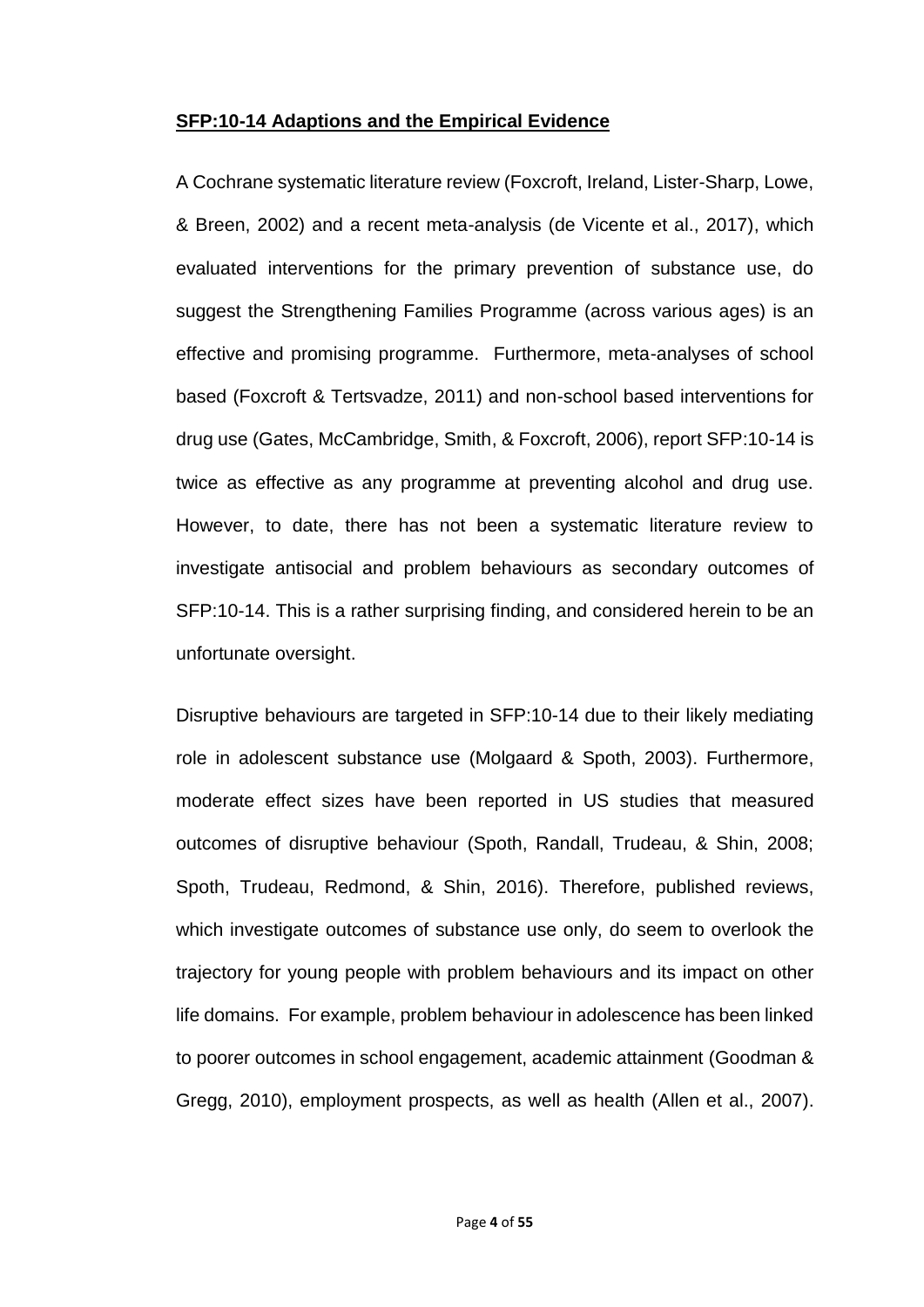## SFP:10-14 Adaptions and the Empirical Evidence

A Cochrane systematic literature review (Foxcroft, Ireland, Lister-Sharp, Lowe, & Breen, 2002) and a recent meta-analysis (de Vicente et al., 2017), which evaluated interventions for the primary prevention of substance use, do suggest the Strengthening Families Programme (across various ages) is an effective and promising programme. Furthermore, meta-analyses of school based (Foxcroft & Tertsvadze, 2011) and non-school based interventions for drug use (Gates, McCambridge, Smith, & Foxcroft, 2006), report SFP:10-14 is twice as effective as any programme at preventing alcohol and drug use. However, to date, there has not been a systematic literature review to investigate antisocial and problem behaviours as secondary outcomes of SFP:10-14. This is a rather surprising finding, and considered herein to be an unfortunate oversight.

Disruptive behaviours are targeted in SFP:10-14 due to their likely mediating role in adolescent substance use (Molgaard & Spoth, 2003). Furthermore, moderate effect sizes have been reported in US studies that measured outcomes of disruptive behaviour (Spoth, Randall, Trudeau, & Shin, 2008; Spoth, Trudeau, Redmond, & Shin, 2016). Therefore, published reviews, which investigate outcomes of substance use only, do seem to overlook the trajectory for young people with problem behaviours and its impact on other life domains. For example, problem behaviour in adolescence has been linked to poorer outcomes in school engagement, academic attainment (Goodman & Gregg, 2010), employment prospects, as well as health (Allen et al., 2007).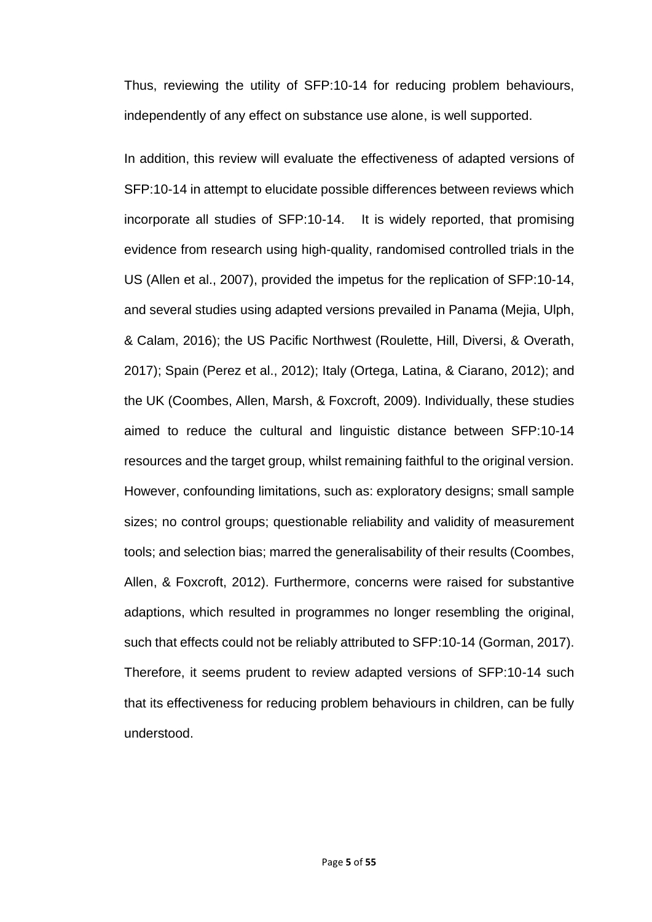Thus, reviewing the utility of SFP:10-14 for reducing problem behaviours, independently of any effect on substance use alone, is well supported.

In addition, this review will evaluate the effectiveness of adapted versions of SFP:10-14 in attempt to elucidate possible differences between reviews which incorporate all studies of SFP:10-14. It is widely reported, that promising evidence from research using high-quality, randomised controlled trials in the US (Allen et al., 2007), provided the impetus for the replication of SFP:10-14, and several studies using adapted versions prevailed in Panama (Mejia, Ulph, & Calam, 2016); the US Pacific Northwest (Roulette, Hill, Diversi, & Overath, 2017); Spain (Perez et al., 2012); Italy (Ortega, Latina, & Ciarano, 2012); and the UK (Coombes, Allen, Marsh, & Foxcroft, 2009). Individually, these studies aimed to reduce the cultural and linguistic distance between SFP:10-14 resources and the target group, whilst remaining faithful to the original version. However, confounding limitations, such as: exploratory designs; small sample sizes; no control groups; questionable reliability and validity of measurement tools; and selection bias; marred the generalisability of their results (Coombes, Allen, & Foxcroft, 2012). Furthermore, concerns were raised for substantive adaptions, which resulted in programmes no longer resembling the original, such that effects could not be reliably attributed to SFP:10-14 (Gorman, 2017). Therefore, it seems prudent to review adapted versions of SFP:10-14 such that its effectiveness for reducing problem behaviours in children, can be fully understood.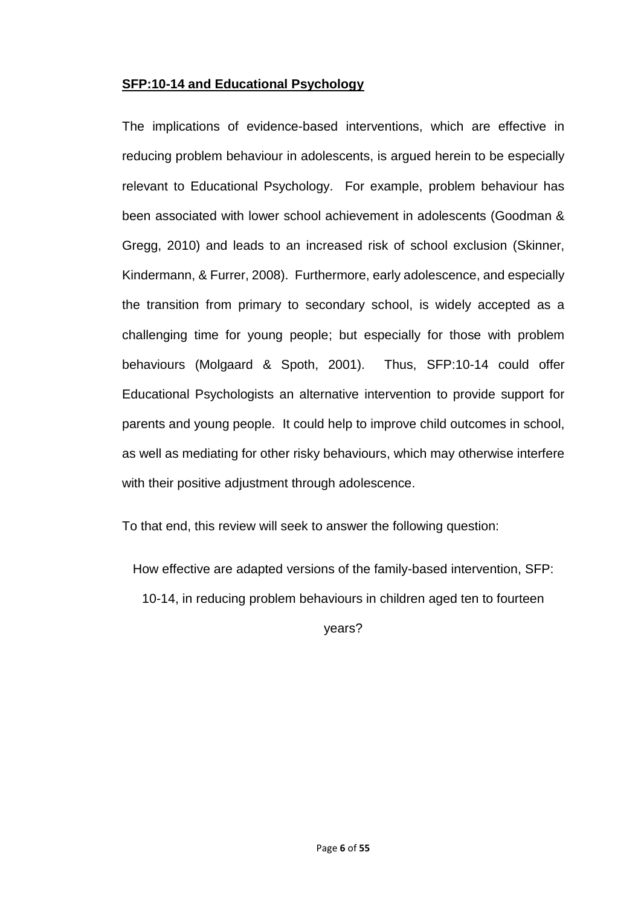## **SFP:10-14 and Educational Psychology**

The implications of evidence-based interventions, which are effective in reducing problem behaviour in adolescents, is argued herein to be especially relevant to Educational Psychology. For example, problem behaviour has been associated with lower school achievement in adolescents (Goodman & Gregg, 2010) and leads to an increased risk of school exclusion (Skinner, Kindermann, & Furrer, 2008). Furthermore, early adolescence, and especially the transition from primary to secondary school, is widely accepted as a challenging time for young people; but especially for those with problem behaviours (Molgaard & Spoth, 2001). Thus, SFP:10-14 could offer Educational Psychologists an alternative intervention to provide support for parents and young people. It could help to improve child outcomes in school, as well as mediating for other risky behaviours, which may otherwise interfere with their positive adjustment through adolescence.

To that end, this review will seek to answer the following question:

How effective are adapted versions of the family-based intervention, SFP: 10-14, in reducing problem behaviours in children aged ten to fourteen years?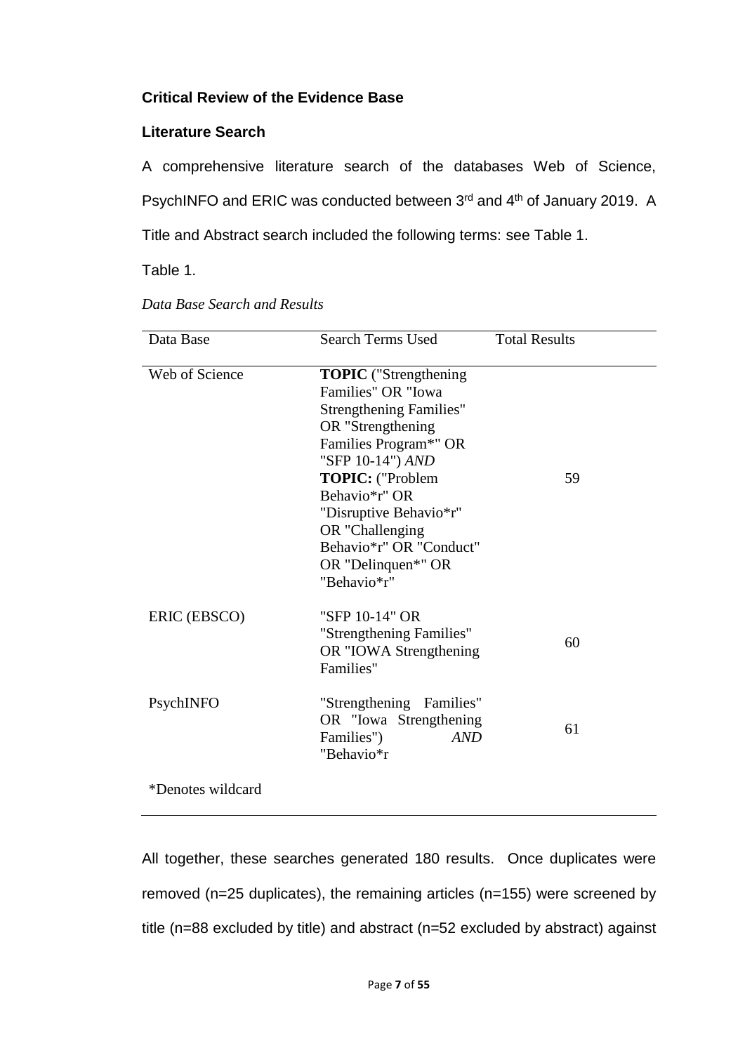**Critical Review of the Evidence Base**

**Literature Search**

A comprehensive literature search of the databases Web of Science, PsychINFO and ERIC was conducted between 3rd and 4th of January 2019. A Title and Abstract search included the following terms: see Table 1.

Table 1.

*Data Base Search and Results*

| Data Base | Search Terms Used | Total Results |
|---|---|---|
| Web of Science | **TOPIC** ("Strengthening Families" OR "Iowa Strengthening Families" OR "Strengthening Families Program*" OR "SFP 10-14") *AND* **TOPIC:** ("Problem Behavio*r" OR "Disruptive Behavio*r" OR "Challenging Behavio*r" OR "Conduct" OR "Delinquen*" OR "Behavio*r" | 59 |
| ERIC (EBSCO) | "SFP 10-14" OR "Strengthening Families" OR "IOWA Strengthening Families" | 60 |
| PsychINFO | "Strengthening Families" OR "Iowa Strengthening Families") *AND* "Behavio*r | 61 |

*Denotes wildcard

All together, these searches generated 180 results. Once duplicates were removed (n=25 duplicates), the remaining articles (n=155) were screened by title (n=88 excluded by title) and abstract (n=52 excluded by abstract) against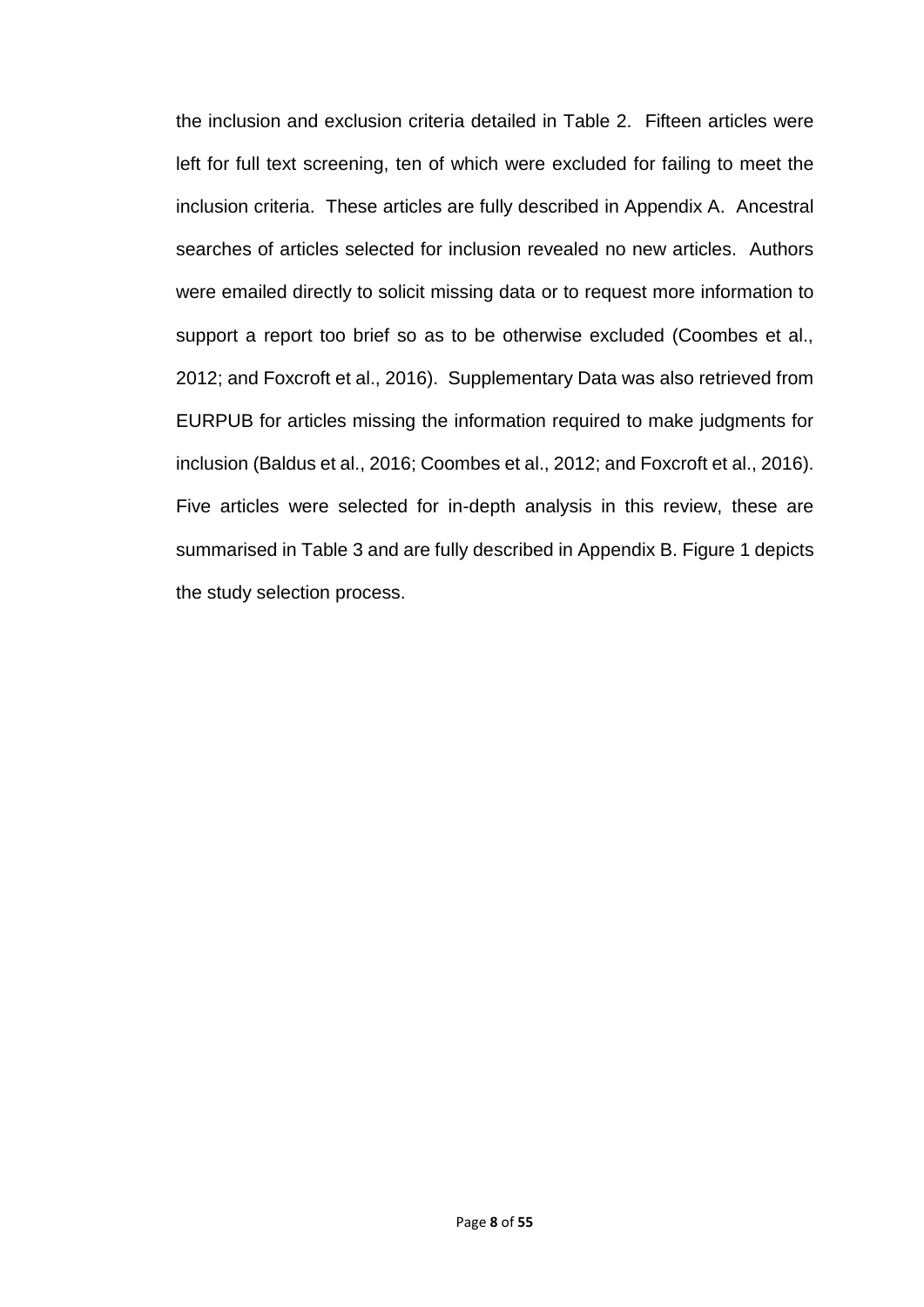the inclusion and exclusion criteria detailed in Table 2. Fifteen articles were left for full text screening, ten of which were excluded for failing to meet the inclusion criteria. These articles are fully described in Appendix A. Ancestral searches of articles selected for inclusion revealed no new articles. Authors were emailed directly to solicit missing data or to request more information to support a report too brief so as to be otherwise excluded (Coombes et al., 2012; and Foxcroft et al., 2016). Supplementary Data was also retrieved from EURPUB for articles missing the information required to make judgments for inclusion (Baldus et al., 2016; Coombes et al., 2012; and Foxcroft et al., 2016). Five articles were selected for in-depth analysis in this review, these are summarised in Table 3 and are fully described in Appendix B. Figure 1 depicts the study selection process.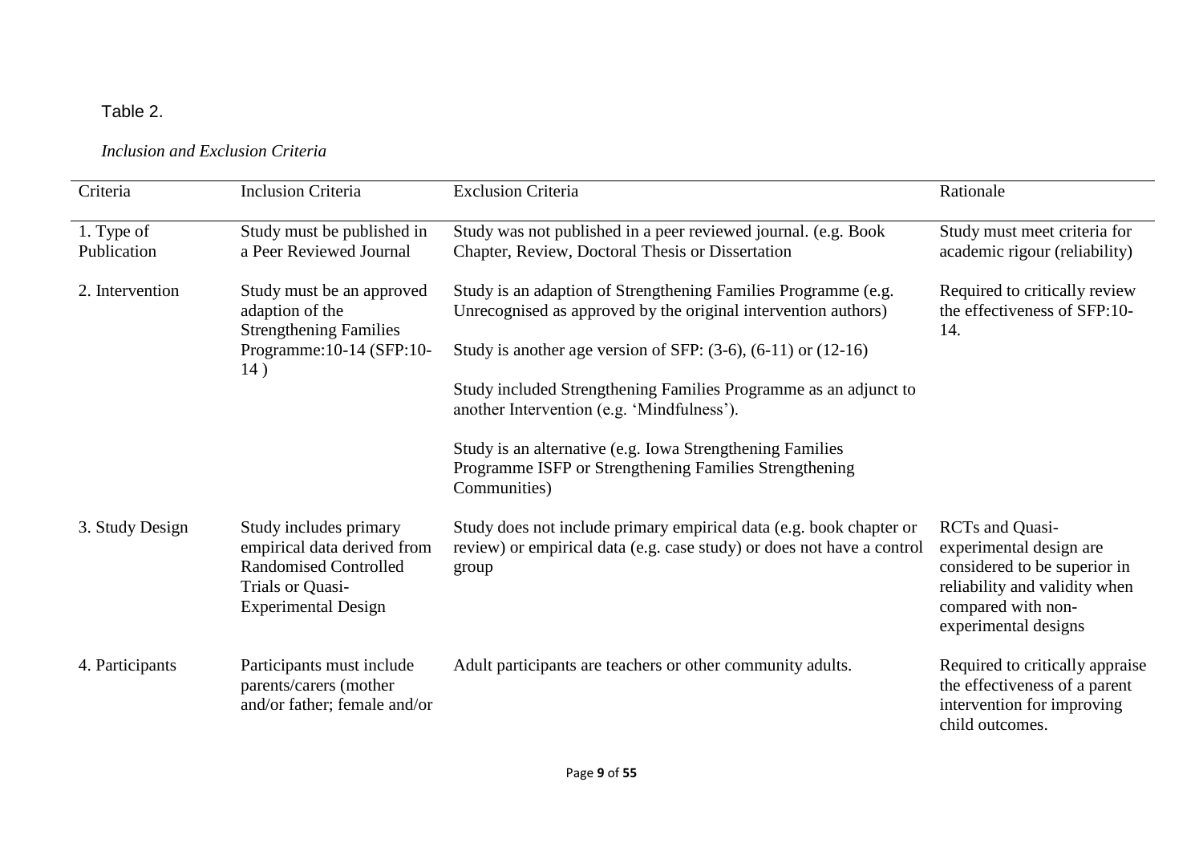Table 2.

*Inclusion and Exclusion Criteria*

| Criteria | Inclusion Criteria | Exclusion Criteria | Rationale |
|---|---|---|---|
| 1. Type of Publication | Study must be published in a Peer Reviewed Journal | Study was not published in a peer reviewed journal. (e.g. Book Chapter, Review, Doctoral Thesis or Dissertation | Study must meet criteria for academic rigour (reliability) |
| 2. Intervention | Study must be an approved adaption of the Strengthening Families Programme:10-14 (SFP:10-14 ) | Study is an adaption of Strengthening Families Programme (e.g. Unrecognised as approved by the original intervention authors)<br><br>Study is another age version of SFP: (3-6), (6-11) or (12-16)<br><br>Study included Strengthening Families Programme as an adjunct to another Intervention (e.g. 'Mindfulness').<br><br>Study is an alternative (e.g. Iowa Strengthening Families Programme ISFP or Strengthening Families Strengthening Communities) | Required to critically review the effectiveness of SFP:10-14. |
| 3. Study Design | Study includes primary empirical data derived from Randomised Controlled Trials or Quasi-Experimental Design | Study does not include primary empirical data (e.g. book chapter or review) or empirical data (e.g. case study) or does not have a control group | RCTs and Quasi-experimental design are considered to be superior in reliability and validity when compared with non-experimental designs |
| 4. Participants | Participants must include parents/carers (mother and/or father; female and/or | Adult participants are teachers or other community adults. | Required to critically appraise the effectiveness of a parent intervention for improving child outcomes. |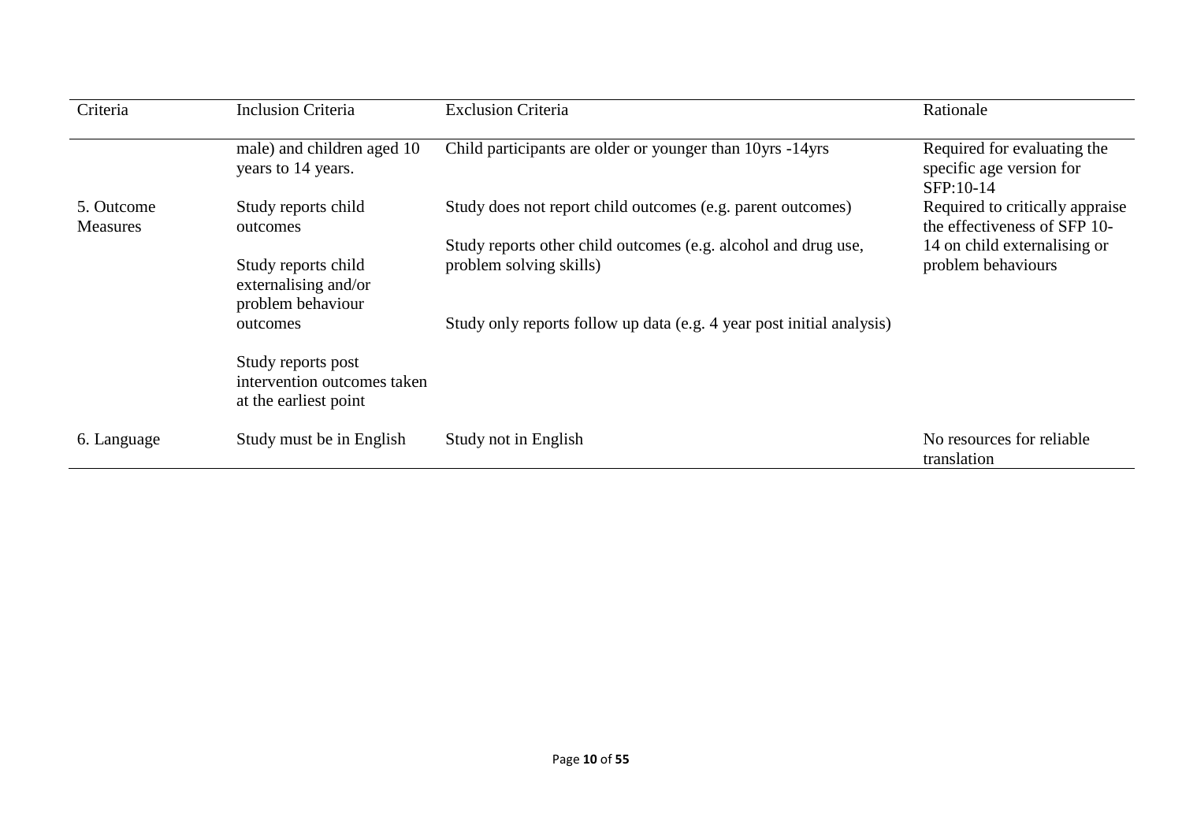| Criteria | Inclusion Criteria | Exclusion Criteria | Rationale |
| --- | --- | --- | --- |
| | male) and children aged 10 years to 14 years. | Child participants are older or younger than 10yrs -14yrs | Required for evaluating the specific age version for SFP:10-14 |
| 5. Outcome Measures | Study reports child outcomes<br><br>Study reports child externalising and/or problem behaviour outcomes<br><br>Study reports post intervention outcomes taken at the earliest point | Study does not report child outcomes (e.g. parent outcomes)<br><br>Study reports other child outcomes (e.g. alcohol and drug use, problem solving skills)<br><br>Study only reports follow up data (e.g. 4 year post initial analysis) | Required to critically appraise the effectiveness of SFP 10-14 on child externalising or problem behaviours |
| 6. Language | Study must be in English | Study not in English | No resources for reliable translation |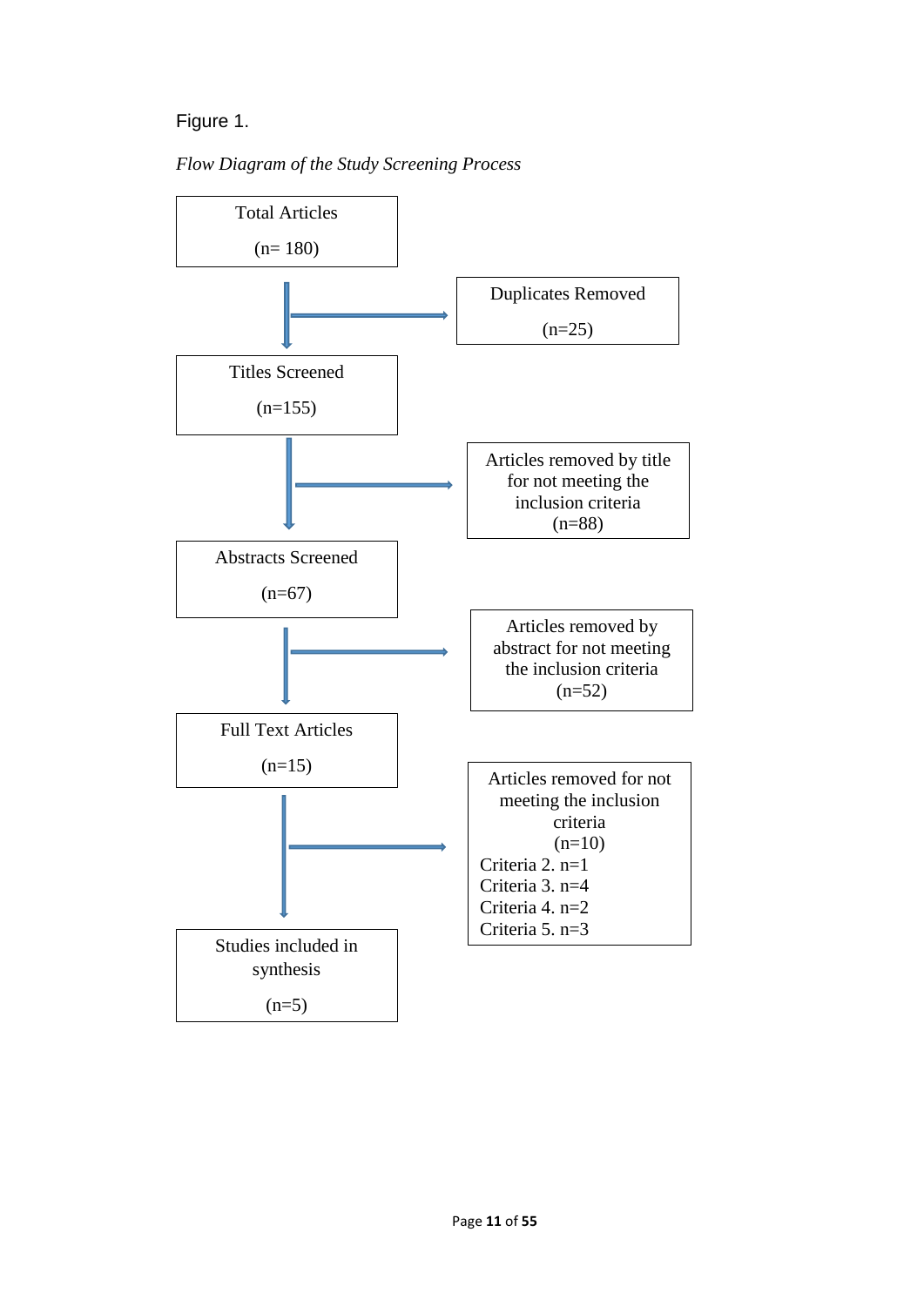Figure 1.

*Flow Diagram of the Study Screening Process*

Total Articles

(n= 180)

Duplicates Removed

(n=25)

Titles Screened

(n=155)

Articles removed by title for not meeting the inclusion criteria

(n=88)

Abstracts Screened

(n=67)

Articles removed by abstract for not meeting the inclusion criteria

(n=52)

Full Text Articles

(n=15)

Articles removed for not meeting the inclusion criteria

(n=10)

Criteria 2. n=1

Criteria 3. n=4

Criteria 4. n=2

Criteria 5. n=3

Studies included in synthesis

(n=5)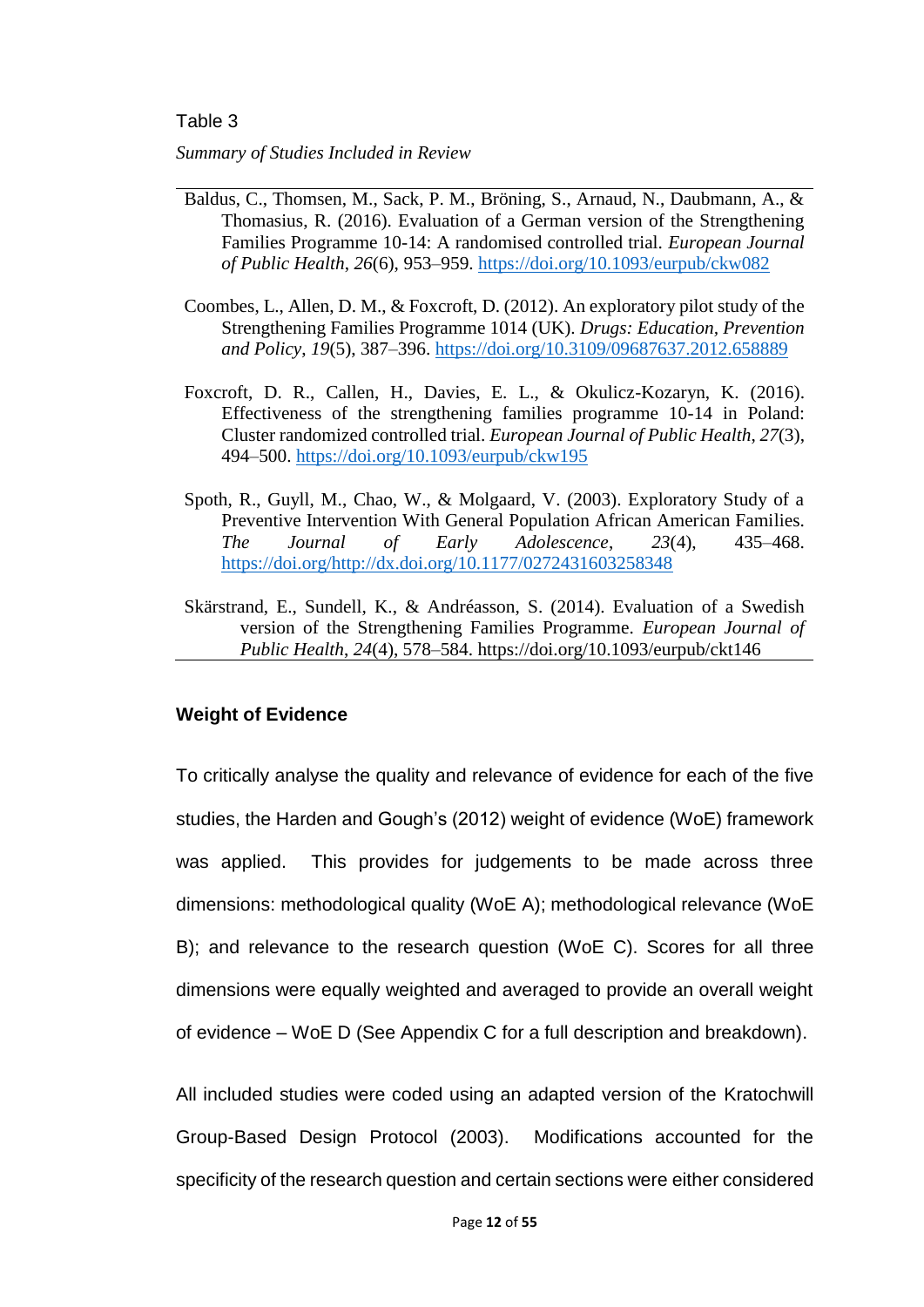Table 3

*Summary of Studies Included in Review*

| |
|---|
| Baldus, C., Thomsen, M., Sack, P. M., Bröning, S., Arnaud, N., Daubmann, A., & Thomasius, R. (2016). Evaluation of a German version of the Strengthening Families Programme 10-14: A randomised controlled trial. *European Journal of Public Health*, *26*(6), 953–959. https://doi.org/10.1093/eurpub/ckw082 |
| Coombes, L., Allen, D. M., & Foxcroft, D. (2012). An exploratory pilot study of the Strengthening Families Programme 1014 (UK). *Drugs: Education, Prevention and Policy*, *19*(5), 387–396. https://doi.org/10.3109/09687637.2012.658889 |
| Foxcroft, D. R., Callen, H., Davies, E. L., & Okulicz-Kozaryn, K. (2016). Effectiveness of the strengthening families programme 10-14 in Poland: Cluster randomized controlled trial. *European Journal of Public Health*, *27*(3), 494–500. https://doi.org/10.1093/eurpub/ckw195 |
| Spoth, R., Guyll, M., Chao, W., & Molgaard, V. (2003). Exploratory Study of a Preventive Intervention With General Population African American Families. *The Journal of Early Adolescence*, *23*(4), 435–468. https://doi.org/http://dx.doi.org/10.1177/0272431603258348 |
| Skärstrand, E., Sundell, K., & Andréasson, S. (2014). Evaluation of a Swedish version of the Strengthening Families Programme. *European Journal of Public Health*, *24*(4), 578–584. https://doi.org/10.1093/eurpub/ckt146 |

**Weight of Evidence**

To critically analyse the quality and relevance of evidence for each of the five studies, the Harden and Gough's (2012) weight of evidence (WoE) framework was applied. This provides for judgements to be made across three dimensions: methodological quality (WoE A); methodological relevance (WoE B); and relevance to the research question (WoE C). Scores for all three dimensions were equally weighted and averaged to provide an overall weight of evidence – WoE D (See Appendix C for a full description and breakdown).

All included studies were coded using an adapted version of the Kratochwill Group-Based Design Protocol (2003). Modifications accounted for the specificity of the research question and certain sections were either considered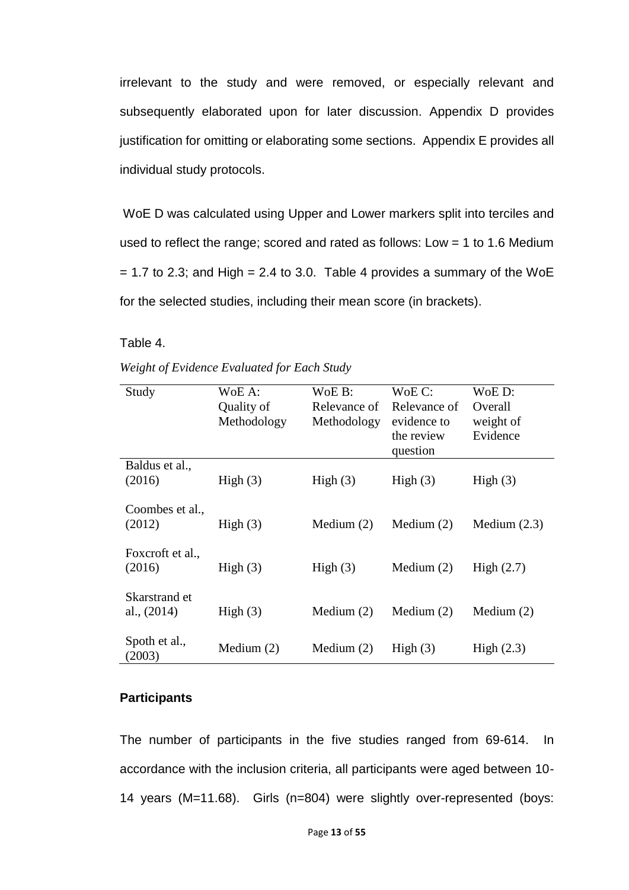irrelevant to the study and were removed, or especially relevant and subsequently elaborated upon for later discussion. Appendix D provides justification for omitting or elaborating some sections. Appendix E provides all individual study protocols.

WoE D was calculated using Upper and Lower markers split into terciles and used to reflect the range; scored and rated as follows: Low = 1 to 1.6 Medium = 1.7 to 2.3; and High = 2.4 to 3.0. Table 4 provides a summary of the WoE for the selected studies, including their mean score (in brackets).

Table 4.

*Weight of Evidence Evaluated for Each Study*

| Study | WoE A: Quality of Methodology | WoE B: Relevance of Methodology | WoE C: Relevance of evidence to the review question | WoE D: Overall weight of Evidence |
|---|---|---|---|---|
| Baldus et al., (2016) | High (3) | High (3) | High (3) | High (3) |
| Coombes et al., (2012) | High (3) | Medium (2) | Medium (2) | Medium (2.3) |
| Foxcroft et al., (2016) | High (3) | High (3) | Medium (2) | High (2.7) |
| Skarstrand et al., (2014) | High (3) | Medium (2) | Medium (2) | Medium (2) |
| Spoth et al., (2003) | Medium (2) | Medium (2) | High (3) | High (2.3) |

**Participants**

The number of participants in the five studies ranged from 69-614. In accordance with the inclusion criteria, all participants were aged between 10-14 years (M=11.68). Girls (n=804) were slightly over-represented (boys: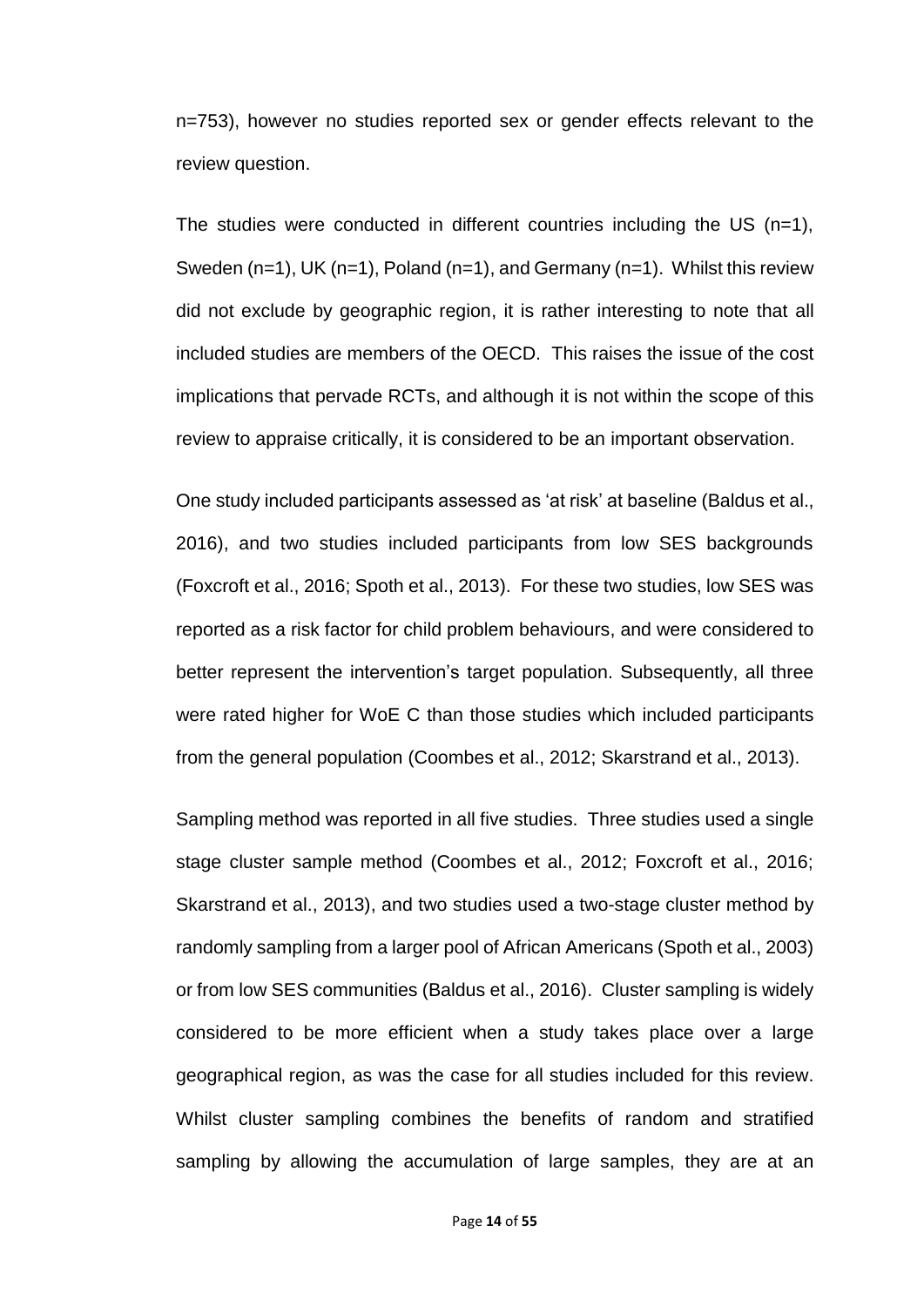n=753), however no studies reported sex or gender effects relevant to the review question.

The studies were conducted in different countries including the US (n=1), Sweden (n=1), UK (n=1), Poland (n=1), and Germany (n=1). Whilst this review did not exclude by geographic region, it is rather interesting to note that all included studies are members of the OECD. This raises the issue of the cost implications that pervade RCTs, and although it is not within the scope of this review to appraise critically, it is considered to be an important observation.

One study included participants assessed as 'at risk' at baseline (Baldus et al., 2016), and two studies included participants from low SES backgrounds (Foxcroft et al., 2016; Spoth et al., 2013). For these two studies, low SES was reported as a risk factor for child problem behaviours, and were considered to better represent the intervention's target population. Subsequently, all three were rated higher for WoE C than those studies which included participants from the general population (Coombes et al., 2012; Skarstrand et al., 2013).

Sampling method was reported in all five studies. Three studies used a single stage cluster sample method (Coombes et al., 2012; Foxcroft et al., 2016; Skarstrand et al., 2013), and two studies used a two-stage cluster method by randomly sampling from a larger pool of African Americans (Spoth et al., 2003) or from low SES communities (Baldus et al., 2016). Cluster sampling is widely considered to be more efficient when a study takes place over a large geographical region, as was the case for all studies included for this review. Whilst cluster sampling combines the benefits of random and stratified sampling by allowing the accumulation of large samples, they are at an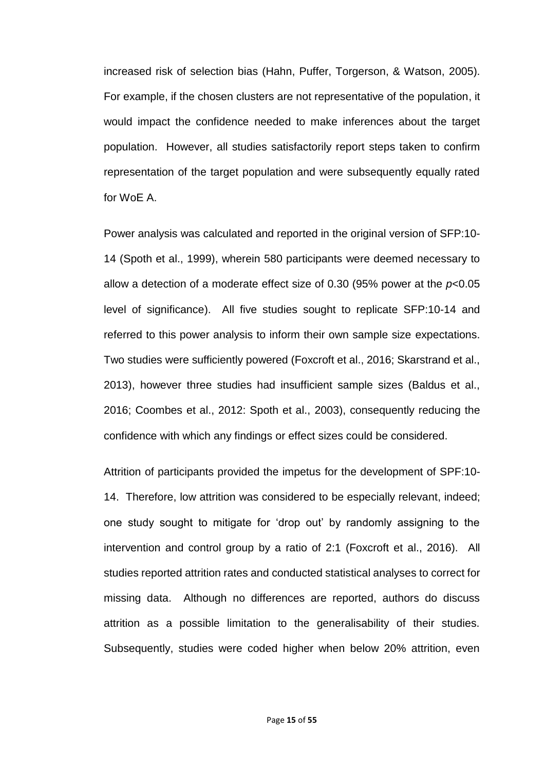increased risk of selection bias (Hahn, Puffer, Torgerson, & Watson, 2005). For example, if the chosen clusters are not representative of the population, it would impact the confidence needed to make inferences about the target population. However, all studies satisfactorily report steps taken to confirm representation of the target population and were subsequently equally rated for WoE A.

Power analysis was calculated and reported in the original version of SFP:10-14 (Spoth et al., 1999), wherein 580 participants were deemed necessary to allow a detection of a moderate effect size of 0.30 (95% power at the $p<0.05$ level of significance). All five studies sought to replicate SFP:10-14 and referred to this power analysis to inform their own sample size expectations. Two studies were sufficiently powered (Foxcroft et al., 2016; Skarstrand et al., 2013), however three studies had insufficient sample sizes (Baldus et al., 2016; Coombes et al., 2012: Spoth et al., 2003), consequently reducing the confidence with which any findings or effect sizes could be considered.

Attrition of participants provided the impetus for the development of SPF:10-14. Therefore, low attrition was considered to be especially relevant, indeed; one study sought to mitigate for 'drop out' by randomly assigning to the intervention and control group by a ratio of 2:1 (Foxcroft et al., 2016). All studies reported attrition rates and conducted statistical analyses to correct for missing data. Although no differences are reported, authors do discuss attrition as a possible limitation to the generalisability of their studies. Subsequently, studies were coded higher when below 20% attrition, even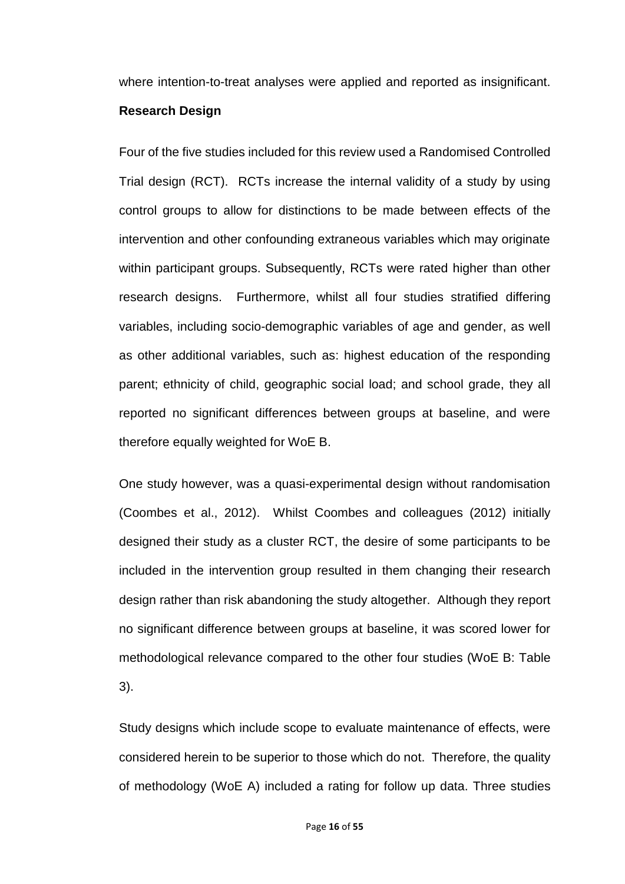where intention-to-treat analyses were applied and reported as insignificant.

**Research Design**

Four of the five studies included for this review used a Randomised Controlled Trial design (RCT). RCTs increase the internal validity of a study by using control groups to allow for distinctions to be made between effects of the intervention and other confounding extraneous variables which may originate within participant groups. Subsequently, RCTs were rated higher than other research designs. Furthermore, whilst all four studies stratified differing variables, including socio-demographic variables of age and gender, as well as other additional variables, such as: highest education of the responding parent; ethnicity of child, geographic social load; and school grade, they all reported no significant differences between groups at baseline, and were therefore equally weighted for WoE B.

One study however, was a quasi-experimental design without randomisation (Coombes et al., 2012). Whilst Coombes and colleagues (2012) initially designed their study as a cluster RCT, the desire of some participants to be included in the intervention group resulted in them changing their research design rather than risk abandoning the study altogether. Although they report no significant difference between groups at baseline, it was scored lower for methodological relevance compared to the other four studies (WoE B: Table 3).

Study designs which include scope to evaluate maintenance of effects, were considered herein to be superior to those which do not. Therefore, the quality of methodology (WoE A) included a rating for follow up data. Three studies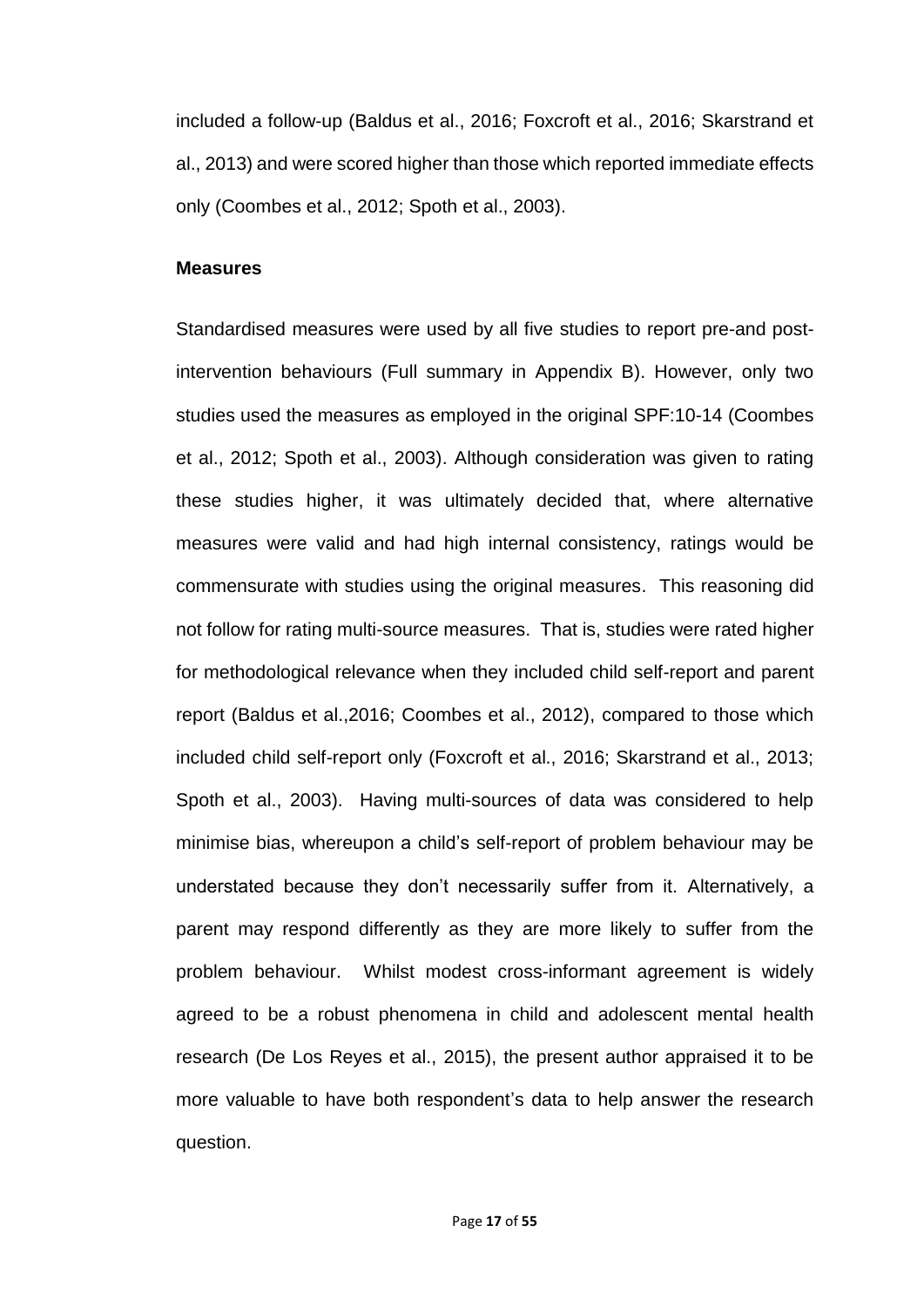included a follow-up (Baldus et al., 2016; Foxcroft et al., 2016; Skarstrand et al., 2013) and were scored higher than those which reported immediate effects only (Coombes et al., 2012; Spoth et al., 2003).

### Measures

Standardised measures were used by all five studies to report pre-and post-intervention behaviours (Full summary in Appendix B). However, only two studies used the measures as employed in the original SPF:10-14 (Coombes et al., 2012; Spoth et al., 2003). Although consideration was given to rating these studies higher, it was ultimately decided that, where alternative measures were valid and had high internal consistency, ratings would be commensurate with studies using the original measures. This reasoning did not follow for rating multi-source measures. That is, studies were rated higher for methodological relevance when they included child self-report and parent report (Baldus et al.,2016; Coombes et al., 2012), compared to those which included child self-report only (Foxcroft et al., 2016; Skarstrand et al., 2013; Spoth et al., 2003). Having multi-sources of data was considered to help minimise bias, whereupon a child's self-report of problem behaviour may be understated because they don't necessarily suffer from it. Alternatively, a parent may respond differently as they are more likely to suffer from the problem behaviour. Whilst modest cross-informant agreement is widely agreed to be a robust phenomena in child and adolescent mental health research (De Los Reyes et al., 2015), the present author appraised it to be more valuable to have both respondent's data to help answer the research question.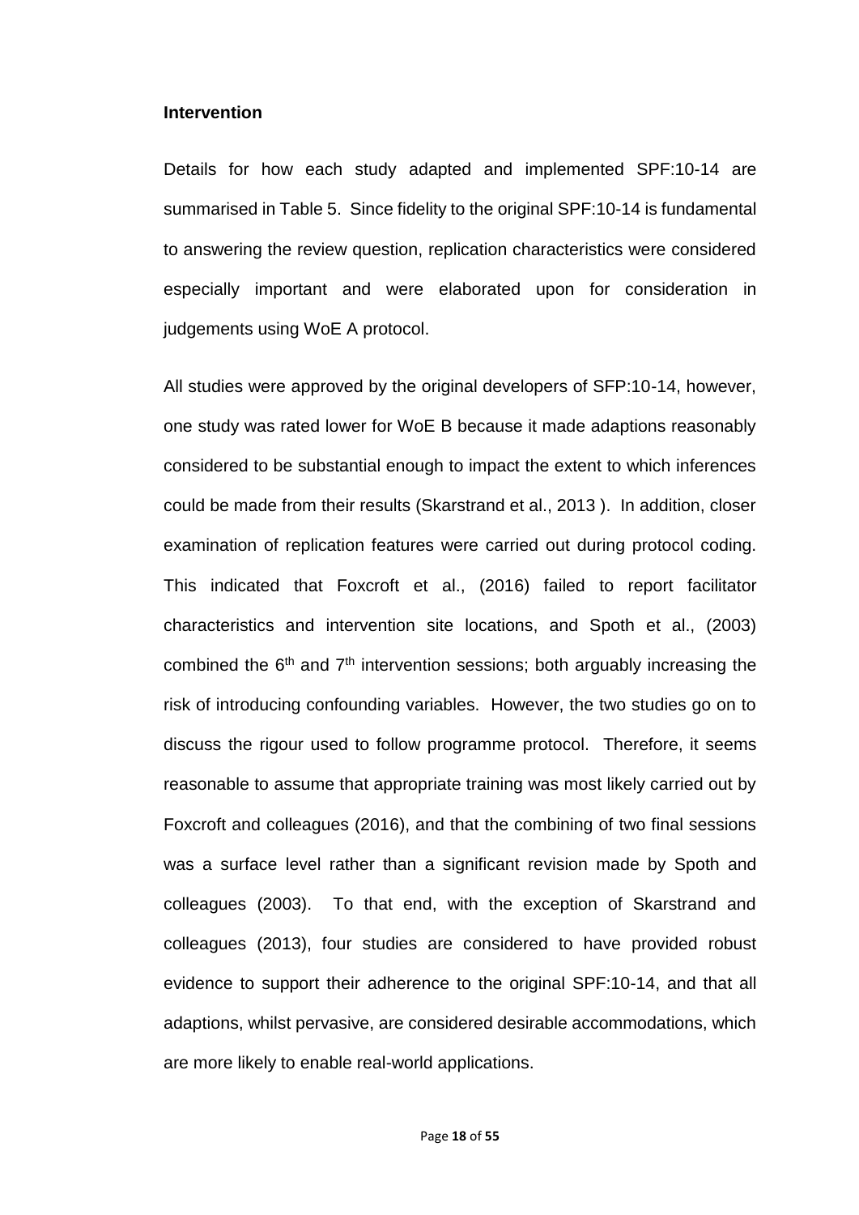**Intervention**

Details for how each study adapted and implemented SPF:10-14 are summarised in Table 5. Since fidelity to the original SPF:10-14 is fundamental to answering the review question, replication characteristics were considered especially important and were elaborated upon for consideration in judgements using WoE A protocol.

All studies were approved by the original developers of SFP:10-14, however, one study was rated lower for WoE B because it made adaptions reasonably considered to be substantial enough to impact the extent to which inferences could be made from their results (Skarstrand et al., 2013 ). In addition, closer examination of replication features were carried out during protocol coding. This indicated that Foxcroft et al., (2016) failed to report facilitator characteristics and intervention site locations, and Spoth et al., (2003) combined the 6th and 7th intervention sessions; both arguably increasing the risk of introducing confounding variables. However, the two studies go on to discuss the rigour used to follow programme protocol. Therefore, it seems reasonable to assume that appropriate training was most likely carried out by Foxcroft and colleagues (2016), and that the combining of two final sessions was a surface level rather than a significant revision made by Spoth and colleagues (2003). To that end, with the exception of Skarstrand and colleagues (2013), four studies are considered to have provided robust evidence to support their adherence to the original SPF:10-14, and that all adaptions, whilst pervasive, are considered desirable accommodations, which are more likely to enable real-world applications.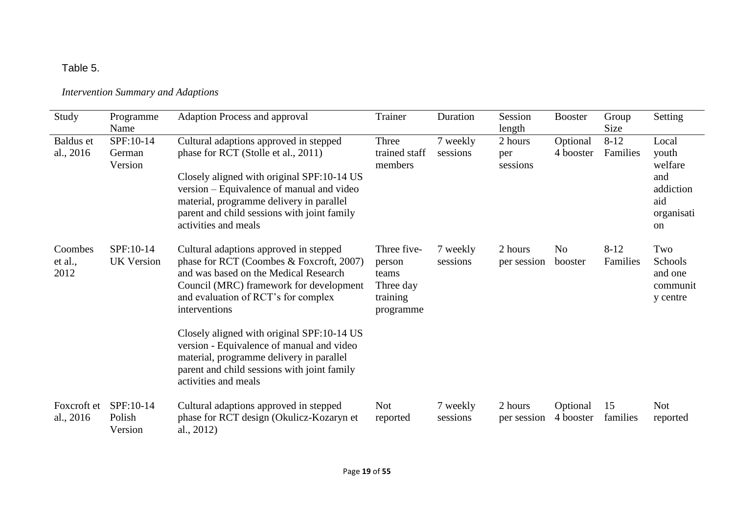Table 5.

*Intervention Summary and Adaptions*

| Study | Programme Name | Adaption Process and approval | Trainer | Duration | Session length | Booster | Group Size | Setting |
|---|---|---|---|---|---|---|---|---|
| Baldus et al., 2016 | SPF:10-14 German Version | Cultural adaptions approved in stepped phase for RCT (Stolle et al., 2011)<br><br>Closely aligned with original SPF:10-14 US version – Equivalence of manual and video material, programme delivery in parallel parent and child sessions with joint family activities and meals | Three trained staff members | 7 weekly sessions | 2 hours per sessions | Optional 4 booster | 8-12 Families | Local youth welfare and addiction aid organisation |
| Coombes et al., 2012 | SPF:10-14 UK Version | Cultural adaptions approved in stepped phase for RCT (Coombes & Foxcroft, 2007) and was based on the Medical Research Council (MRC) framework for development and evaluation of RCT's for complex interventions<br><br>Closely aligned with original SPF:10-14 US version - Equivalence of manual and video material, programme delivery in parallel parent and child sessions with joint family activities and meals | Three five-person teams Three day training programme | 7 weekly sessions | 2 hours per session | No booster | 8-12 Families | Two Schools and one community centre |
| Foxcroft et al., 2016 | SPF:10-14 Polish Version | Cultural adaptions approved in stepped phase for RCT design (Okulicz-Kozaryn et al., 2012) | Not reported | 7 weekly sessions | 2 hours per session | Optional 4 booster | 15 families | Not reported |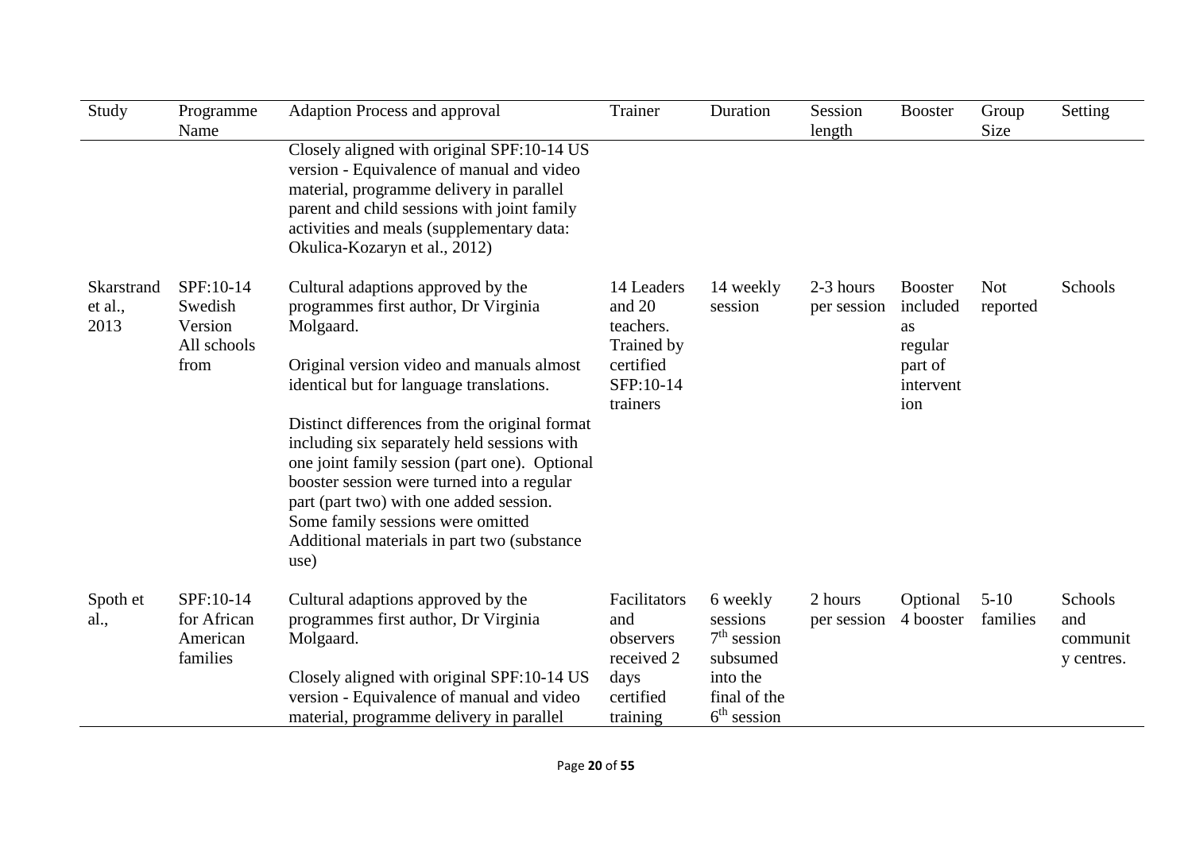| Study | Programme Name | Adaption Process and approval | Trainer | Duration | Session length | Booster | Group Size | Setting |
|---|---|---|---|---|---|---|---|---|
| | | Closely aligned with original SPF:10-14 US version - Equivalence of manual and video material, programme delivery in parallel parent and child sessions with joint family activities and meals (supplementary data: Okulica-Kozaryn et al., 2012) | | | | | | |
| Skarstrand et al., 2013 | SPF:10-14 Swedish Version All schools from | Cultural adaptions approved by the programmes first author, Dr Virginia Molgaard. Original version video and manuals almost identical but for language translations. Distinct differences from the original format including six separately held sessions with one joint family session (part one). Optional booster session were turned into a regular part (part two) with one added session. Some family sessions were omitted Additional materials in part two (substance use) | 14 Leaders and 20 teachers. Trained by certified SFP:10-14 trainers | 14 weekly session | 2-3 hours per session | Booster included as regular part of intervention | Not reported | Schools |
| Spoth et al., | SPF:10-14 for African American families | Cultural adaptions approved by the programmes first author, Dr Virginia Molgaard. Closely aligned with original SPF:10-14 US version - Equivalence of manual and video material, programme delivery in parallel | Facilitators and observers received 2 days certified training | 6 weekly sessions 7th session subsumed into the final of the 6th session | 2 hours per session | Optional 4 booster | 5-10 families | Schools and community centres. |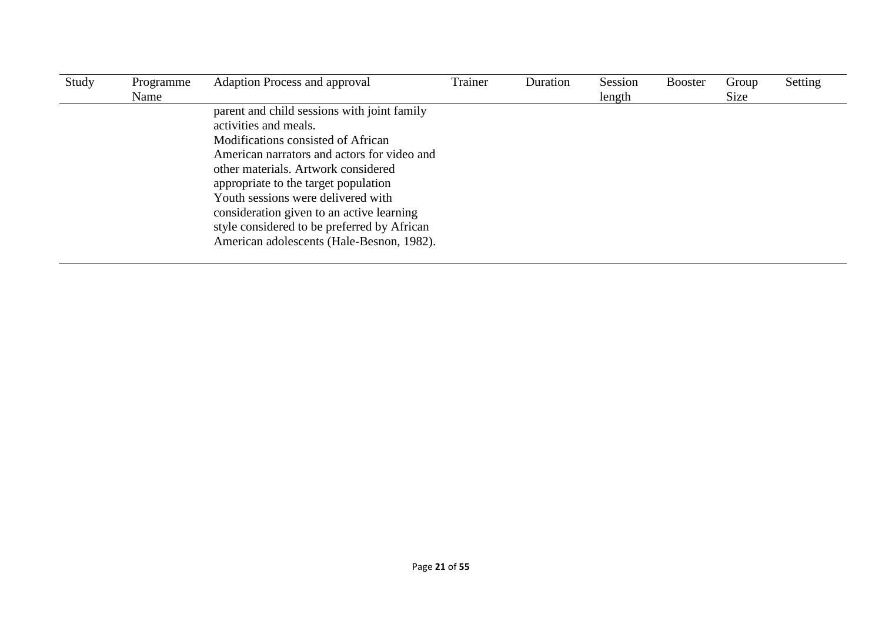| Study | Programme Name | Adaption Process and approval | Trainer | Duration | Session length | Booster | Group Size | Setting |
|---|---|---|---|---|---|---|---|---|
| | | parent and child sessions with joint family activities and meals. Modifications consisted of African American narrators and actors for video and other materials. Artwork considered appropriate to the target population Youth sessions were delivered with consideration given to an active learning style considered to be preferred by African American adolescents (Hale-Besnon, 1982). | | | | | | |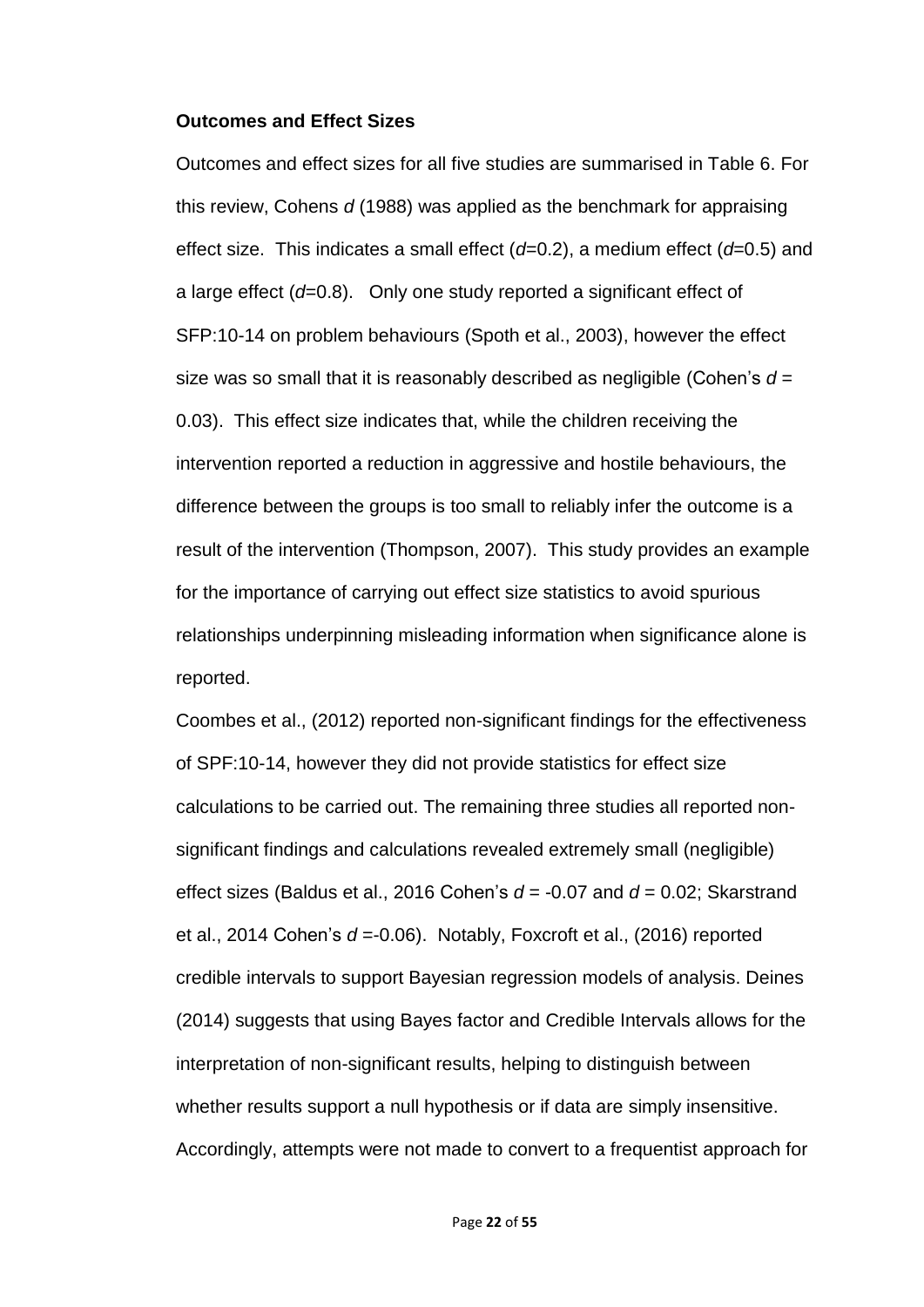**Outcomes and Effect Sizes**

Outcomes and effect sizes for all five studies are summarised in Table 6. For this review, Cohens *d* (1988) was applied as the benchmark for appraising effect size. This indicates a small effect ($d$=0.2), a medium effect ($d$=0.5) and a large effect ($d$=0.8). Only one study reported a significant effect of SFP:10-14 on problem behaviours (Spoth et al., 2003), however the effect size was so small that it is reasonably described as negligible (Cohen's $d$ = 0.03). This effect size indicates that, while the children receiving the intervention reported a reduction in aggressive and hostile behaviours, the difference between the groups is too small to reliably infer the outcome is a result of the intervention (Thompson, 2007). This study provides an example for the importance of carrying out effect size statistics to avoid spurious relationships underpinning misleading information when significance alone is reported.

Coombes et al., (2012) reported non-significant findings for the effectiveness of SPF:10-14, however they did not provide statistics for effect size calculations to be carried out. The remaining three studies all reported non-significant findings and calculations revealed extremely small (negligible) effect sizes (Baldus et al., 2016 Cohen's $d$ = -0.07 and $d$ = 0.02; Skarstrand et al., 2014 Cohen's $d$ =-0.06). Notably, Foxcroft et al., (2016) reported credible intervals to support Bayesian regression models of analysis. Deines (2014) suggests that using Bayes factor and Credible Intervals allows for the interpretation of non-significant results, helping to distinguish between whether results support a null hypothesis or if data are simply insensitive. Accordingly, attempts were not made to convert to a frequentist approach for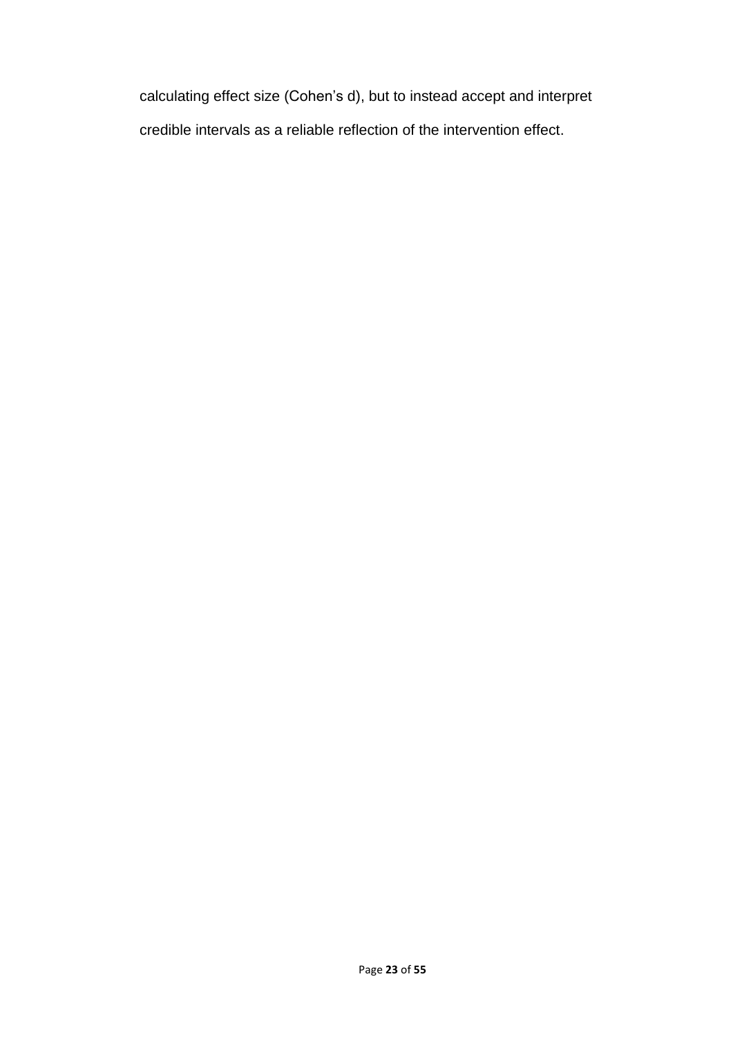calculating effect size (Cohen’s d), but to instead accept and interpret credible intervals as a reliable reflection of the intervention effect.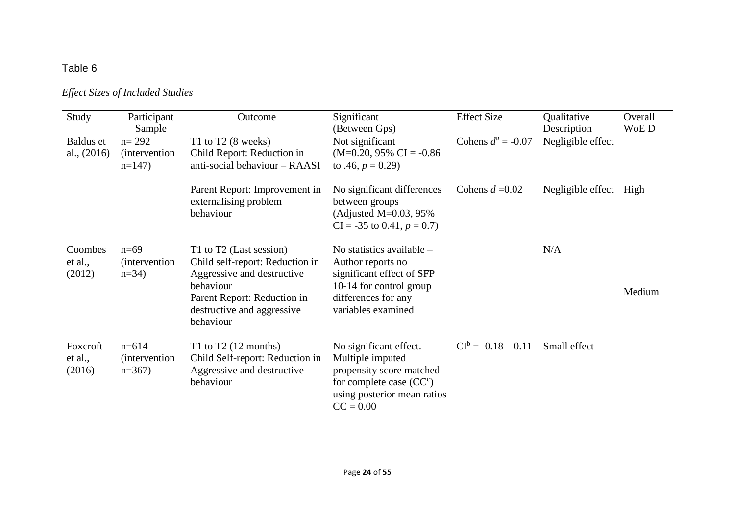Table 6

*Effect Sizes of Included Studies*

| Study | Participant Sample | Outcome | Significant (Between Gps) | Effect Size | Qualitative Description | Overall WoE D |
|---|---|---|---|---|---|---|
| Baldus et al., (2016) | n= 292 (intervention n=147) | T1 to T2 (8 weeks) Child Report: Reduction in anti-social behaviour – RAASI | Not significant (M=0.20, 95% CI = -0.86 to .46, $p$ = 0.29) | Cohens $d^a$ = -0.07 | Negligible effect | |
| | | Parent Report: Improvement in externalising problem behaviour | No significant differences between groups (Adjusted M=0.03, 95% CI = -35 to 0.41, $p$ = 0.7) | Cohens $d$ =0.02 | Negligible effect | High |
| Coombes et al., (2012) | n=69 (intervention n=34) | T1 to T2 (Last session) Child self-report: Reduction in Aggressive and destructive behaviour Parent Report: Reduction in destructive and aggressive behaviour | No statistics available – Author reports no significant effect of SFP 10-14 for control group differences for any variables examined | | N/A | Medium |
| Foxcroft et al., (2016) | n=614 (intervention n=367) | T1 to T2 (12 months) Child Self-report: Reduction in Aggressive and destructive behaviour | No significant effect. Multiple imputed propensity score matched for complete case (CC[c]) using posterior mean ratios CC = 0.00 | CI[b] = -0.18 – 0.11 | Small effect | |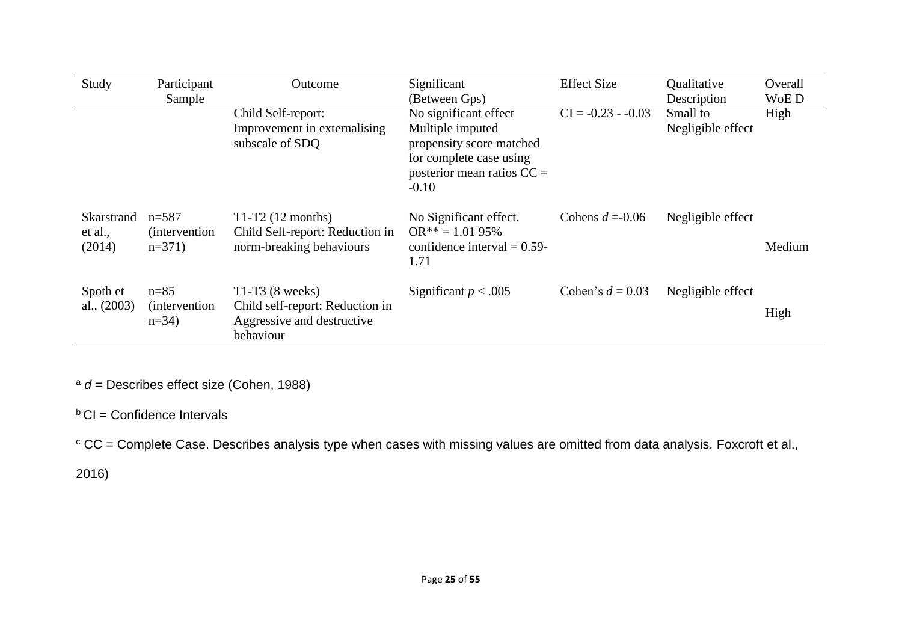| Study | Participant Sample | Outcome | Significant (Between Gps) | Effect Size | Qualitative Description | Overall WoE D |
| --- | --- | --- | --- | --- | --- | --- |
| | | Child Self-report: Improvement in externalising subscale of SDQ | No significant effect Multiple imputed propensity score matched for complete case using posterior mean ratios CC = -0.10 | CI = -0.23 - -0.03 | Small to Negligible effect | High |
| Skarstrand et al., (2014) | n=587 (intervention n=371) | T1-T2 (12 months) Child Self-report: Reduction in norm-breaking behaviours | No Significant effect. OR** = 1.01 95% confidence interval = 0.59-1.71 | Cohens $d$ =-0.06 | Negligible effect | Medium |
| Spoth et al., (2003) | n=85 (intervention n=34) | T1-T3 (8 weeks) Child self-report: Reduction in Aggressive and destructive behaviour | Significant $p < .005$ | Cohen's $d$ = 0.03 | Negligible effect | High |

[a] $d$ = Describes effect size (Cohen, 1988)

[b] CI = Confidence Intervals

[c] CC = Complete Case. Describes analysis type when cases with missing values are omitted from data analysis. Foxcroft et al., 2016)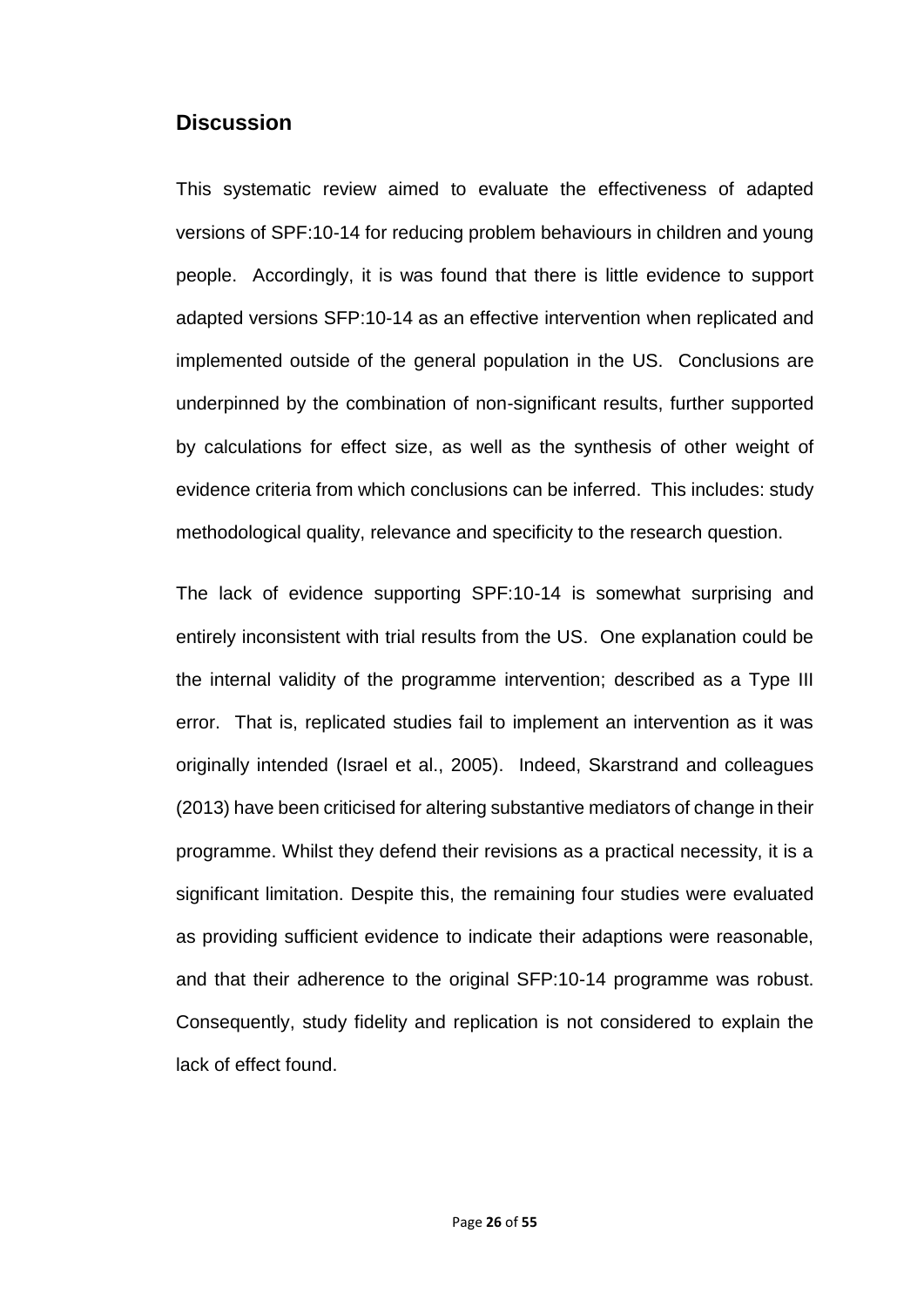## Discussion

This systematic review aimed to evaluate the effectiveness of adapted versions of SPF:10-14 for reducing problem behaviours in children and young people. Accordingly, it is was found that there is little evidence to support adapted versions SFP:10-14 as an effective intervention when replicated and implemented outside of the general population in the US. Conclusions are underpinned by the combination of non-significant results, further supported by calculations for effect size, as well as the synthesis of other weight of evidence criteria from which conclusions can be inferred. This includes: study methodological quality, relevance and specificity to the research question.

The lack of evidence supporting SPF:10-14 is somewhat surprising and entirely inconsistent with trial results from the US. One explanation could be the internal validity of the programme intervention; described as a Type III error. That is, replicated studies fail to implement an intervention as it was originally intended (Israel et al., 2005). Indeed, Skarstrand and colleagues (2013) have been criticised for altering substantive mediators of change in their programme. Whilst they defend their revisions as a practical necessity, it is a significant limitation. Despite this, the remaining four studies were evaluated as providing sufficient evidence to indicate their adaptions were reasonable, and that their adherence to the original SFP:10-14 programme was robust. Consequently, study fidelity and replication is not considered to explain the lack of effect found.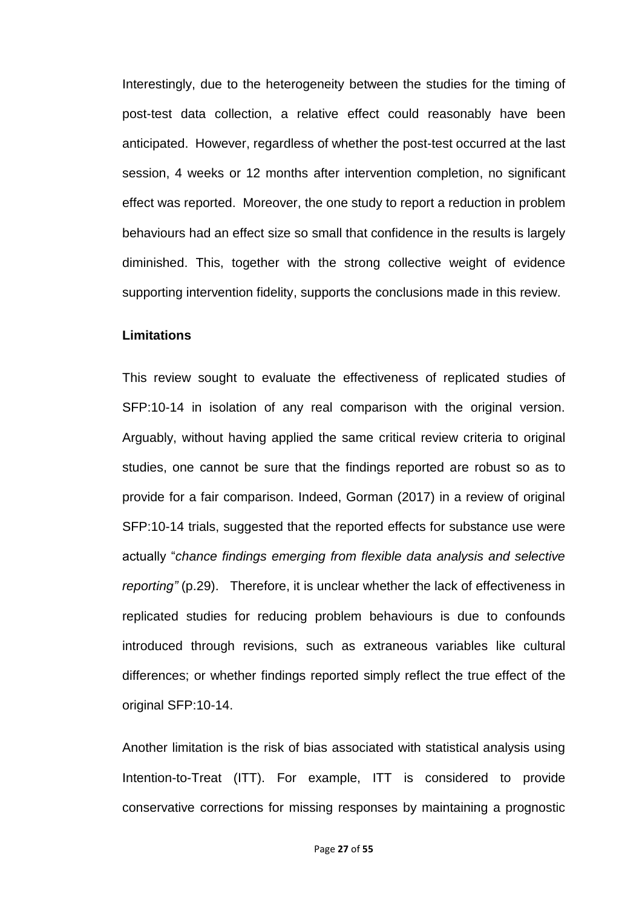Interestingly, due to the heterogeneity between the studies for the timing of post-test data collection, a relative effect could reasonably have been anticipated. However, regardless of whether the post-test occurred at the last session, 4 weeks or 12 months after intervention completion, no significant effect was reported. Moreover, the one study to report a reduction in problem behaviours had an effect size so small that confidence in the results is largely diminished. This, together with the strong collective weight of evidence supporting intervention fidelity, supports the conclusions made in this review.

**Limitations**

This review sought to evaluate the effectiveness of replicated studies of SFP:10-14 in isolation of any real comparison with the original version. Arguably, without having applied the same critical review criteria to original studies, one cannot be sure that the findings reported are robust so as to provide for a fair comparison. Indeed, Gorman (2017) in a review of original SFP:10-14 trials, suggested that the reported effects for substance use were actually "*chance findings emerging from flexible data analysis and selective reporting"* (p.29). Therefore, it is unclear whether the lack of effectiveness in replicated studies for reducing problem behaviours is due to confounds introduced through revisions, such as extraneous variables like cultural differences; or whether findings reported simply reflect the true effect of the original SFP:10-14.

Another limitation is the risk of bias associated with statistical analysis using Intention-to-Treat (ITT). For example, ITT is considered to provide conservative corrections for missing responses by maintaining a prognostic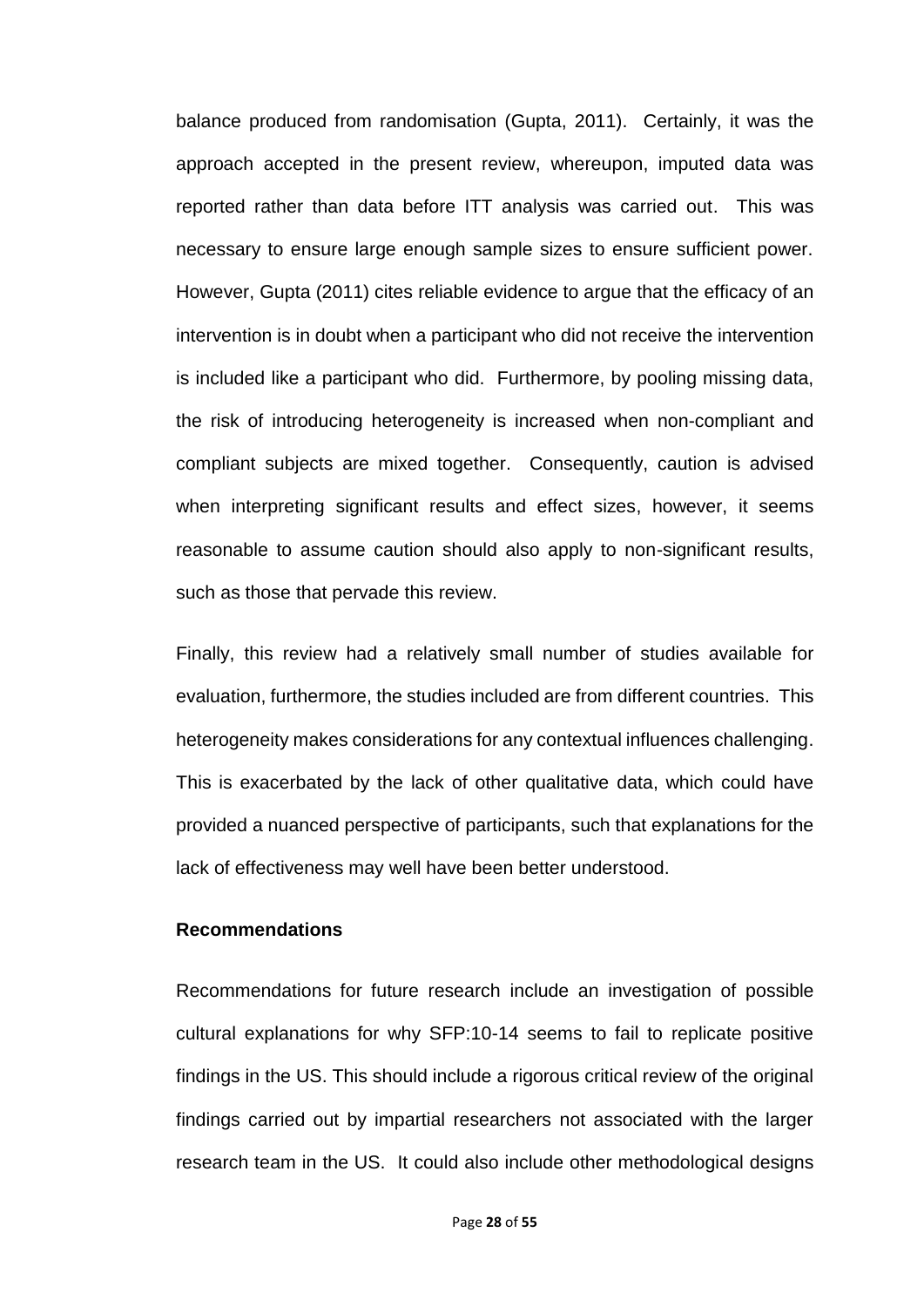balance produced from randomisation (Gupta, 2011). Certainly, it was the approach accepted in the present review, whereupon, imputed data was reported rather than data before ITT analysis was carried out. This was necessary to ensure large enough sample sizes to ensure sufficient power. However, Gupta (2011) cites reliable evidence to argue that the efficacy of an intervention is in doubt when a participant who did not receive the intervention is included like a participant who did. Furthermore, by pooling missing data, the risk of introducing heterogeneity is increased when non-compliant and compliant subjects are mixed together. Consequently, caution is advised when interpreting significant results and effect sizes, however, it seems reasonable to assume caution should also apply to non-significant results, such as those that pervade this review.

Finally, this review had a relatively small number of studies available for evaluation, furthermore, the studies included are from different countries. This heterogeneity makes considerations for any contextual influences challenging. This is exacerbated by the lack of other qualitative data, which could have provided a nuanced perspective of participants, such that explanations for the lack of effectiveness may well have been better understood.

**Recommendations**

Recommendations for future research include an investigation of possible cultural explanations for why SFP:10-14 seems to fail to replicate positive findings in the US. This should include a rigorous critical review of the original findings carried out by impartial researchers not associated with the larger research team in the US. It could also include other methodological designs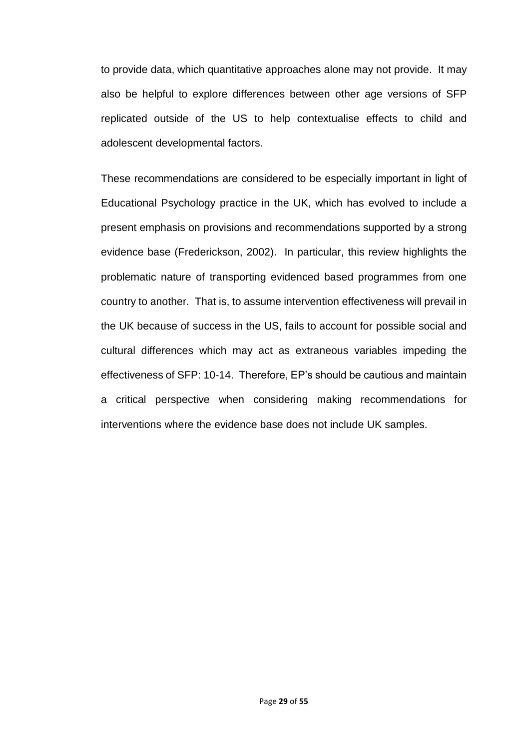to provide data, which quantitative approaches alone may not provide. It may also be helpful to explore differences between other age versions of SFP replicated outside of the US to help contextualise effects to child and adolescent developmental factors.

These recommendations are considered to be especially important in light of Educational Psychology practice in the UK, which has evolved to include a present emphasis on provisions and recommendations supported by a strong evidence base (Frederickson, 2002). In particular, this review highlights the problematic nature of transporting evidenced based programmes from one country to another. That is, to assume intervention effectiveness will prevail in the UK because of success in the US, fails to account for possible social and cultural differences which may act as extraneous variables impeding the effectiveness of SFP: 10-14. Therefore, EP's should be cautious and maintain a critical perspective when considering making recommendations for interventions where the evidence base does not include UK samples.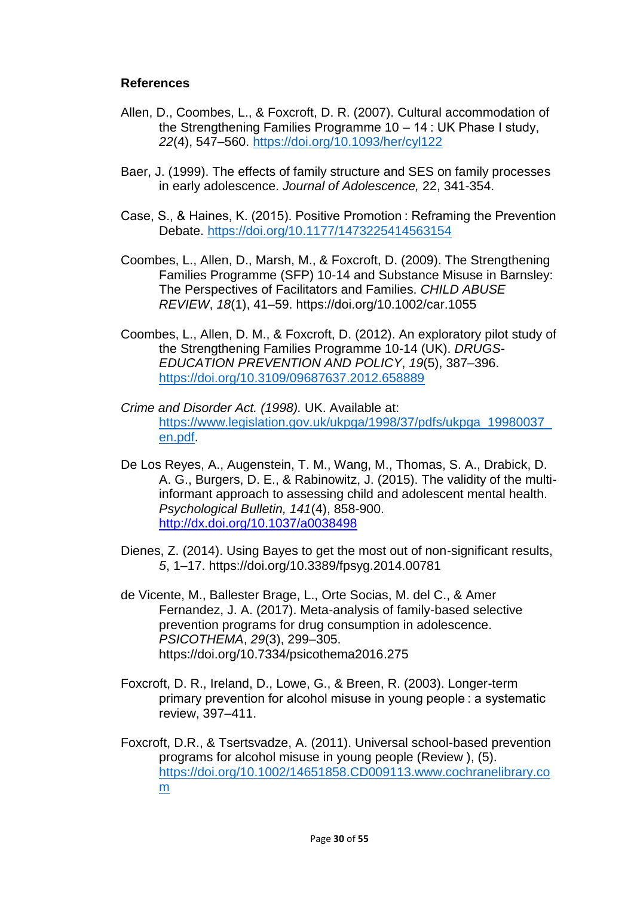**References**

Allen, D., Coombes, L., & Foxcroft, D. R. (2007). Cultural accommodation of the Strengthening Families Programme 10 – 14 : UK Phase I study, *22*(4), 547–560. https://doi.org/10.1093/her/cyl122

Baer, J. (1999). The effects of family structure and SES on family processes in early adolescence. *Journal of Adolescence,* 22, 341-354.

Case, S., & Haines, K. (2015). Positive Promotion : Reframing the Prevention Debate. https://doi.org/10.1177/1473225414563154

Coombes, L., Allen, D., Marsh, M., & Foxcroft, D. (2009). The Strengthening Families Programme (SFP) 10-14 and Substance Misuse in Barnsley: The Perspectives of Facilitators and Families. *CHILD ABUSE REVIEW*, *18*(1), 41–59. https://doi.org/10.1002/car.1055

Coombes, L., Allen, D. M., & Foxcroft, D. (2012). An exploratory pilot study of the Strengthening Families Programme 10-14 (UK). *DRUGS-EDUCATION PREVENTION AND POLICY*, *19*(5), 387–396. https://doi.org/10.3109/09687637.2012.658889

*Crime and Disorder Act. (1998).* UK. Available at: https://www.legislation.gov.uk/ukpga/1998/37/pdfs/ukpga_19980037_en.pdf.

De Los Reyes, A., Augenstein, T. M., Wang, M., Thomas, S. A., Drabick, D. A. G., Burgers, D. E., & Rabinowitz, J. (2015). The validity of the multi-informant approach to assessing child and adolescent mental health. *Psychological Bulletin, 141*(4), 858-900. http://dx.doi.org/10.1037/a0038498

Dienes, Z. (2014). Using Bayes to get the most out of non-significant results, *5*, 1–17. https://doi.org/10.3389/fpsyg.2014.00781

de Vicente, M., Ballester Brage, L., Orte Socias, M. del C., & Amer Fernandez, J. A. (2017). Meta-analysis of family-based selective prevention programs for drug consumption in adolescence. *PSICOTHEMA*, *29*(3), 299–305. https://doi.org/10.7334/psicothema2016.275

Foxcroft, D. R., Ireland, D., Lowe, G., & Breen, R. (2003). Longer-term primary prevention for alcohol misuse in young people : a systematic review, 397–411.

Foxcroft, D.R., & Tsertsvadze, A. (2011). Universal school-based prevention programs for alcohol misuse in young people (Review ), (5). https://doi.org/10.1002/14651858.CD009113.www.cochranelibrary.com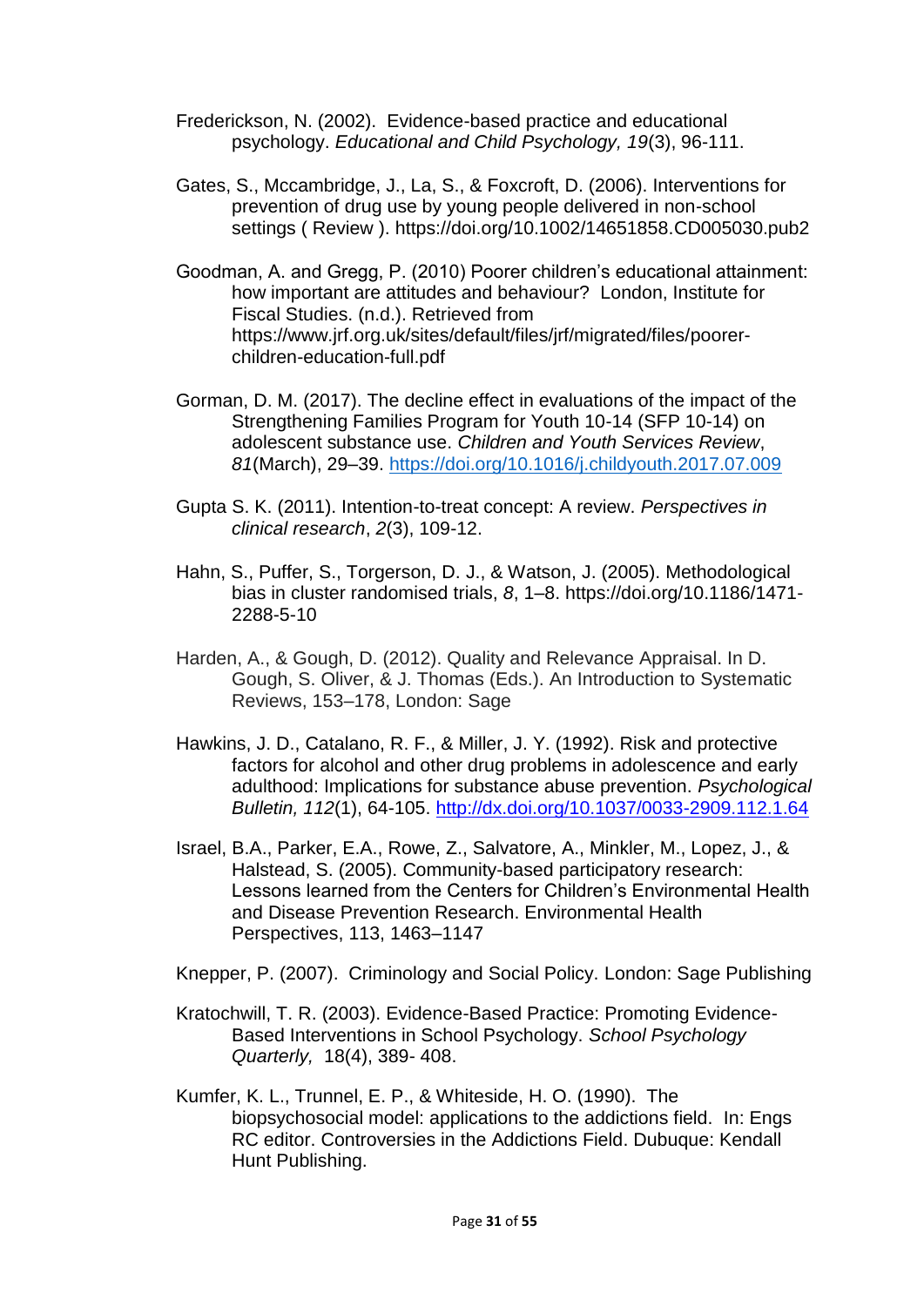Frederickson, N. (2002). Evidence-based practice and educational psychology. *Educational and Child Psychology, 19*(3), 96-111.

Gates, S., Mccambridge, J., La, S., & Foxcroft, D. (2006). Interventions for prevention of drug use by young people delivered in non-school settings ( Review ). https://doi.org/10.1002/14651858.CD005030.pub2

Goodman, A. and Gregg, P. (2010) Poorer children's educational attainment: how important are attitudes and behaviour? London, Institute for Fiscal Studies. (n.d.). Retrieved from https://www.jrf.org.uk/sites/default/files/jrf/migrated/files/poorer-children-education-full.pdf

Gorman, D. M. (2017). The decline effect in evaluations of the impact of the Strengthening Families Program for Youth 10-14 (SFP 10-14) on adolescent substance use. *Children and Youth Services Review*, *81*(March), 29–39. https://doi.org/10.1016/j.childyouth.2017.07.009

Gupta S. K. (2011). Intention-to-treat concept: A review. *Perspectives in clinical research*, *2*(3), 109-12.

Hahn, S., Puffer, S., Torgerson, D. J., & Watson, J. (2005). Methodological bias in cluster randomised trials, *8*, 1–8. https://doi.org/10.1186/1471-2288-5-10

Harden, A., & Gough, D. (2012). Quality and Relevance Appraisal. In D. Gough, S. Oliver, & J. Thomas (Eds.). An Introduction to Systematic Reviews, 153–178, London: Sage

Hawkins, J. D., Catalano, R. F., & Miller, J. Y. (1992). Risk and protective factors for alcohol and other drug problems in adolescence and early adulthood: Implications for substance abuse prevention. *Psychological Bulletin, 112*(1), 64-105. http://dx.doi.org/10.1037/0033-2909.112.1.64

Israel, B.A., Parker, E.A., Rowe, Z., Salvatore, A., Minkler, M., Lopez, J., & Halstead, S. (2005). Community-based participatory research: Lessons learned from the Centers for Children's Environmental Health and Disease Prevention Research. Environmental Health Perspectives, 113, 1463–1147

Knepper, P. (2007). Criminology and Social Policy. London: Sage Publishing

Kratochwill, T. R. (2003). Evidence-Based Practice: Promoting Evidence-Based Interventions in School Psychology. *School Psychology Quarterly,* 18(4), 389- 408.

Kumfer, K. L., Trunnel, E. P., & Whiteside, H. O. (1990). The biopsychosocial model: applications to the addictions field. In: Engs RC editor. Controversies in the Addictions Field. Dubuque: Kendall Hunt Publishing.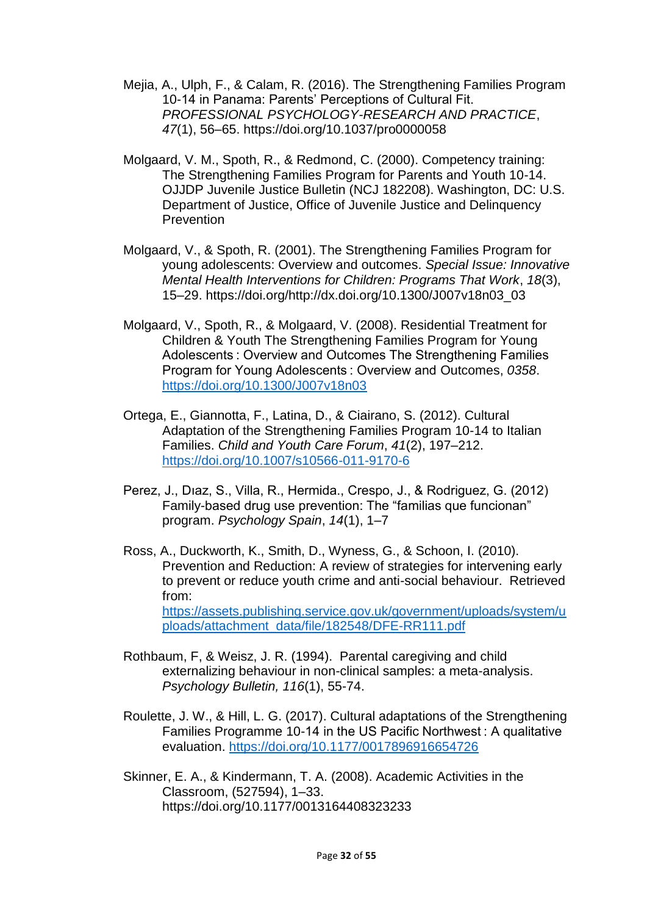Mejia, A., Ulph, F., & Calam, R. (2016). The Strengthening Families Program 10-14 in Panama: Parents' Perceptions of Cultural Fit. *PROFESSIONAL PSYCHOLOGY-RESEARCH AND PRACTICE*, *47*(1), 56–65. https://doi.org/10.1037/pro0000058

Molgaard, V. M., Spoth, R., & Redmond, C. (2000). Competency training: The Strengthening Families Program for Parents and Youth 10-14. OJJDP Juvenile Justice Bulletin (NCJ 182208). Washington, DC: U.S. Department of Justice, Office of Juvenile Justice and Delinquency Prevention

Molgaard, V., & Spoth, R. (2001). The Strengthening Families Program for young adolescents: Overview and outcomes. *Special Issue: Innovative Mental Health Interventions for Children: Programs That Work*, *18*(3), 15–29. https://doi.org/http://dx.doi.org/10.1300/J007v18n03_03

Molgaard, V., Spoth, R., & Molgaard, V. (2008). Residential Treatment for Children & Youth The Strengthening Families Program for Young Adolescents : Overview and Outcomes The Strengthening Families Program for Young Adolescents : Overview and Outcomes, *0358*. https://doi.org/10.1300/J007v18n03

Ortega, E., Giannotta, F., Latina, D., & Ciairano, S. (2012). Cultural Adaptation of the Strengthening Families Program 10-14 to Italian Families. *Child and Youth Care Forum*, *41*(2), 197–212. https://doi.org/10.1007/s10566-011-9170-6

Perez, J., Dıaz, S., Villa, R., Hermida., Crespo, J., & Rodriguez, G. (2012) Family-based drug use prevention: The "familias que funcionan" program. *Psychology Spain*, *14*(1), 1–7

Ross, A., Duckworth, K., Smith, D., Wyness, G., & Schoon, I. (2010). Prevention and Reduction: A review of strategies for intervening early to prevent or reduce youth crime and anti-social behaviour. Retrieved from: https://assets.publishing.service.gov.uk/government/uploads/system/uploads/attachment_data/file/182548/DFE-RR111.pdf

Rothbaum, F, & Weisz, J. R. (1994). Parental caregiving and child externalizing behaviour in non-clinical samples: a meta-analysis. *Psychology Bulletin, 116*(1), 55-74.

Roulette, J. W., & Hill, L. G. (2017). Cultural adaptations of the Strengthening Families Programme 10-14 in the US Pacific Northwest : A qualitative evaluation. https://doi.org/10.1177/0017896916654726

Skinner, E. A., & Kindermann, T. A. (2008). Academic Activities in the Classroom, (527594), 1–33. https://doi.org/10.1177/0013164408323233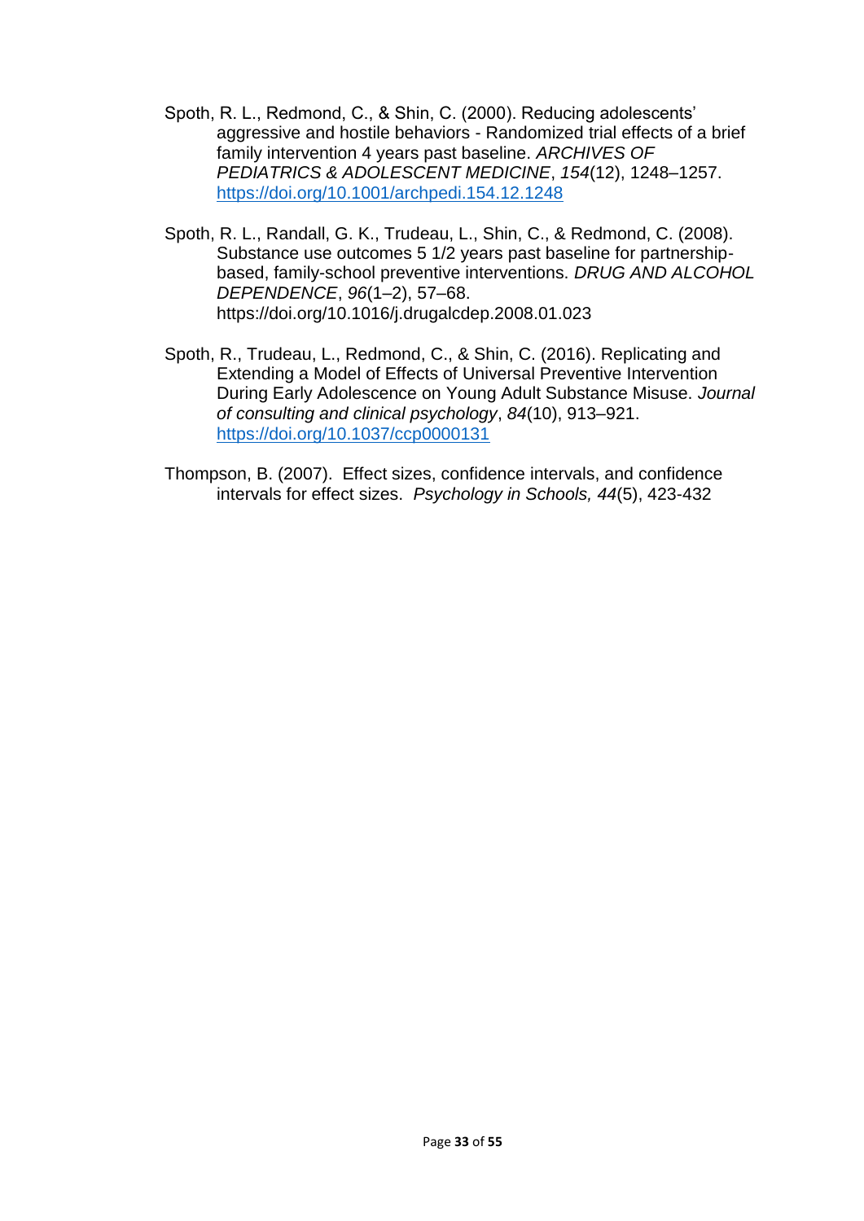Spoth, R. L., Redmond, C., & Shin, C. (2000). Reducing adolescents' aggressive and hostile behaviors - Randomized trial effects of a brief family intervention 4 years past baseline. *ARCHIVES OF PEDIATRICS & ADOLESCENT MEDICINE*, *154*(12), 1248–1257. https://doi.org/10.1001/archpedi.154.12.1248

Spoth, R. L., Randall, G. K., Trudeau, L., Shin, C., & Redmond, C. (2008). Substance use outcomes 5 1/2 years past baseline for partnership-based, family-school preventive interventions. *DRUG AND ALCOHOL DEPENDENCE*, *96*(1–2), 57–68. https://doi.org/10.1016/j.drugalcdep.2008.01.023

Spoth, R., Trudeau, L., Redmond, C., & Shin, C. (2016). Replicating and Extending a Model of Effects of Universal Preventive Intervention During Early Adolescence on Young Adult Substance Misuse. *Journal of consulting and clinical psychology*, *84*(10), 913–921. https://doi.org/10.1037/ccp0000131

Thompson, B. (2007). Effect sizes, confidence intervals, and confidence intervals for effect sizes. *Psychology in Schools, 44*(5), 423-432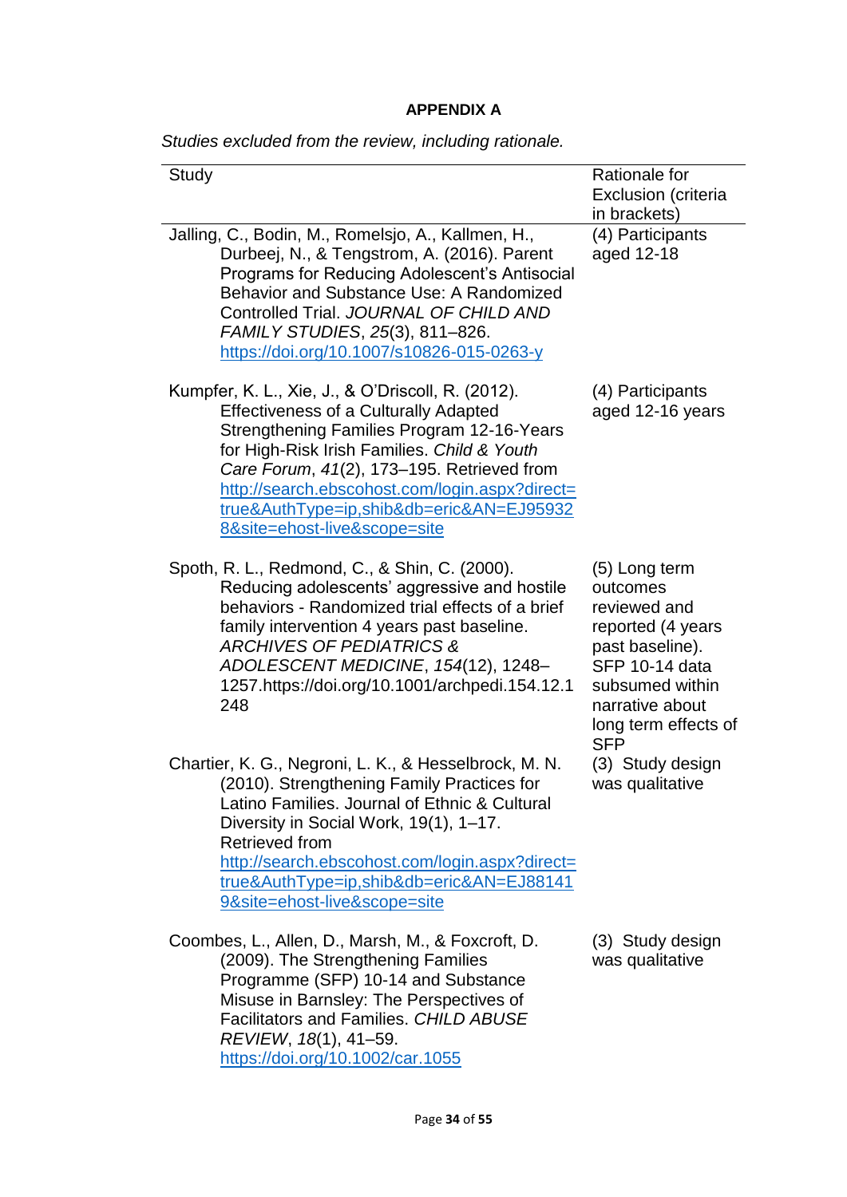**APPENDIX A**

*Studies excluded from the review, including rationale.*

| Study | Rationale for Exclusion (criteria in brackets) |
|---|---|
| Jalling, C., Bodin, M., Romelsjo, A., Kallmen, H., Durbeej, N., & Tengstrom, A. (2016). Parent Programs for Reducing Adolescent's Antisocial Behavior and Substance Use: A Randomized Controlled Trial. *JOURNAL OF CHILD AND FAMILY STUDIES*, *25*(3), 811–826. https://doi.org/10.1007/s10826-015-0263-y | (4) Participants aged 12-18 |
| Kumpfer, K. L., Xie, J., & O'Driscoll, R. (2012). Effectiveness of a Culturally Adapted Strengthening Families Program 12-16-Years for High-Risk Irish Families. *Child & Youth Care Forum*, *41*(2), 173–195. Retrieved from http://search.ebscohost.com/login.aspx?direct=true&AuthType=ip,shib&db=eric&AN=EJ959328&site=ehost-live&scope=site | (4) Participants aged 12-16 years |
| Spoth, R. L., Redmond, C., & Shin, C. (2000). Reducing adolescents' aggressive and hostile behaviors - Randomized trial effects of a brief family intervention 4 years past baseline. *ARCHIVES OF PEDIATRICS & ADOLESCENT MEDICINE*, *154*(12), 1248–1257.https://doi.org/10.1001/archpedi.154.12.1248 | (5) Long term outcomes reviewed and reported (4 years past baseline). SFP 10-14 data subsumed within narrative about long term effects of SFP |
| Chartier, K. G., Negroni, L. K., & Hesselbrock, M. N. (2010). Strengthening Family Practices for Latino Families. Journal of Ethnic & Cultural Diversity in Social Work, 19(1), 1–17. Retrieved from http://search.ebscohost.com/login.aspx?direct=true&AuthType=ip,shib&db=eric&AN=EJ881419&site=ehost-live&scope=site | (3) Study design was qualitative |
| Coombes, L., Allen, D., Marsh, M., & Foxcroft, D. (2009). The Strengthening Families Programme (SFP) 10-14 and Substance Misuse in Barnsley: The Perspectives of Facilitators and Families. *CHILD ABUSE REVIEW*, *18*(1), 41–59. https://doi.org/10.1002/car.1055 | (3) Study design was qualitative |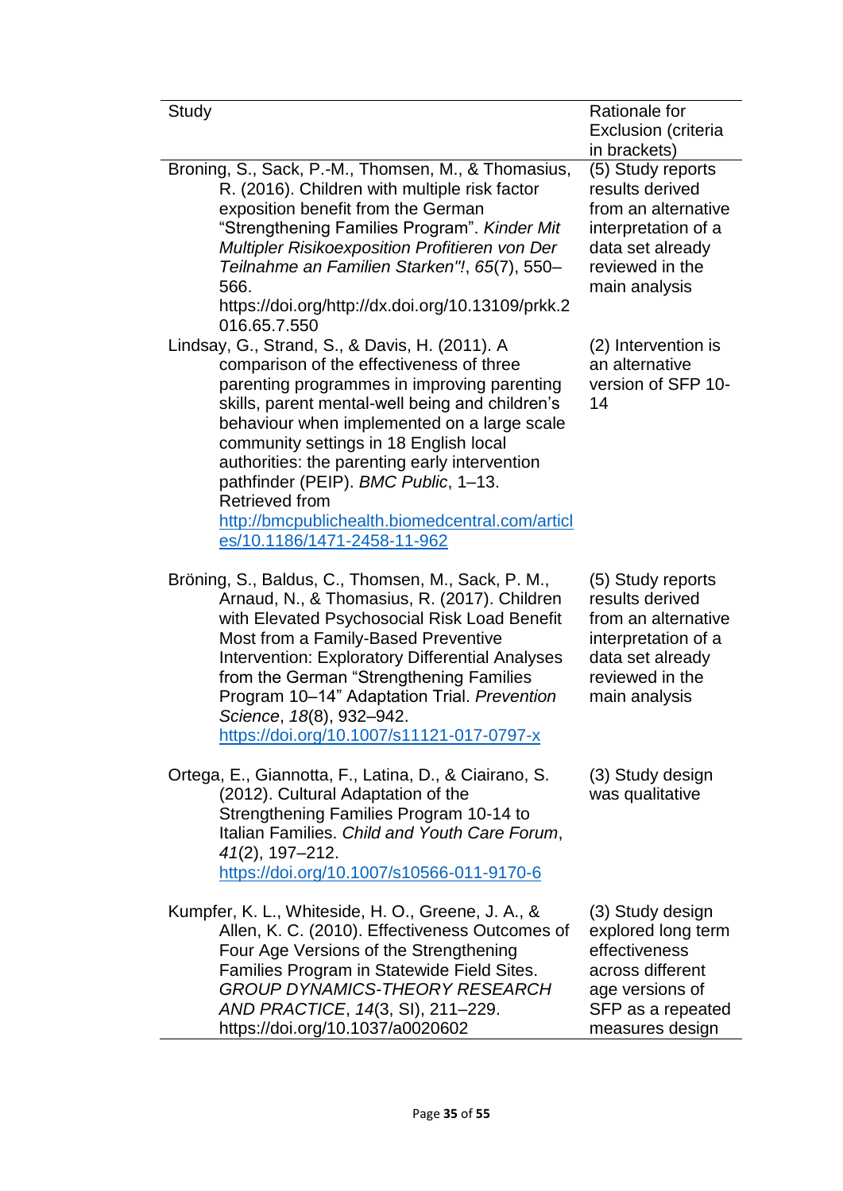| Study | Rationale for Exclusion (criteria in brackets) |
|---|---|
| Broning, S., Sack, P.-M., Thomsen, M., & Thomasius, R. (2016). Children with multiple risk factor exposition benefit from the German “Strengthening Families Program”. *Kinder Mit Multipler Risikoexposition Profitieren von Der Teilnahme an Familien Starken"!*, *65*(7), 550–566. https://doi.org/http://dx.doi.org/10.13109/prkk.2016.65.7.550 | (5) Study reports results derived from an alternative interpretation of a data set already reviewed in the main analysis |
| Lindsay, G., Strand, S., & Davis, H. (2011). A comparison of the effectiveness of three parenting programmes in improving parenting skills, parent mental-well being and children’s behaviour when implemented on a large scale community settings in 18 English local authorities: the parenting early intervention pathfinder (PEIP). *BMC Public*, 1–13. Retrieved from http://bmcpublichealth.biomedcentral.com/articles/10.1186/1471-2458-11-962 | (2) Intervention is an alternative version of SFP 10-14 |
| Bröning, S., Baldus, C., Thomsen, M., Sack, P. M., Arnaud, N., & Thomasius, R. (2017). Children with Elevated Psychosocial Risk Load Benefit Most from a Family-Based Preventive Intervention: Exploratory Differential Analyses from the German “Strengthening Families Program 10–14” Adaptation Trial. *Prevention Science*, *18*(8), 932–942. https://doi.org/10.1007/s11121-017-0797-x | (5) Study reports results derived from an alternative interpretation of a data set already reviewed in the main analysis |
| Ortega, E., Giannotta, F., Latina, D., & Ciairano, S. (2012). Cultural Adaptation of the Strengthening Families Program 10-14 to Italian Families. *Child and Youth Care Forum*, *41*(2), 197–212. https://doi.org/10.1007/s10566-011-9170-6 | (3) Study design was qualitative |
| Kumpfer, K. L., Whiteside, H. O., Greene, J. A., & Allen, K. C. (2010). Effectiveness Outcomes of Four Age Versions of the Strengthening Families Program in Statewide Field Sites. *GROUP DYNAMICS-THEORY RESEARCH AND PRACTICE*, *14*(3, SI), 211–229. https://doi.org/10.1037/a0020602 | (3) Study design explored long term effectiveness across different age versions of SFP as a repeated measures design |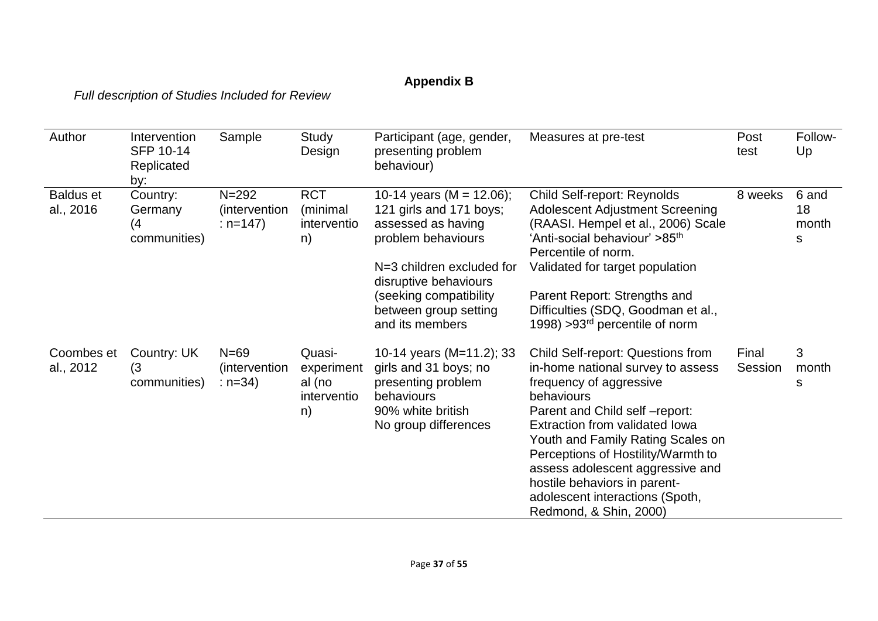**Appendix B**

*Full description of Studies Included for Review*

| Author | Intervention SFP 10-14 Replicated by: | Sample | Study Design | Participant (age, gender, presenting problem behaviour) | Measures at pre-test | Post test | Follow-Up |
|---|---|---|---|---|---|---|---|
| Baldus et al., 2016 | Country: Germany (4 communities) | N=292 (intervention : n=147) | RCT (minimal intervention) | 10-14 years (M = 12.06); 121 girls and 171 boys; assessed as having problem behaviours<br><br>N=3 children excluded for disruptive behaviours (seeking compatibility between group setting and its members | Child Self-report: Reynolds Adolescent Adjustment Screening (RAASI. Hempel et al., 2006) Scale 'Anti-social behaviour' >85th Percentile of norm.<br>Validated for target population<br><br>Parent Report: Strengths and Difficulties (SDQ, Goodman et al., 1998) >93rd percentile of norm | 8 weeks | 6 and 18 months |
| Coombes et al., 2012 | Country: UK (3 communities) | N=69 (intervention : n=34) | Quasi-experimental (no intervention) | 10-14 years (M=11.2); 33 girls and 31 boys; no presenting problem behaviours<br>90% white british<br>No group differences | Child Self-report: Questions from in-home national survey to assess frequency of aggressive behaviours<br>Parent and Child self –report: Extraction from validated Iowa Youth and Family Rating Scales on Perceptions of Hostility/Warmth to assess adolescent aggressive and hostile behaviors in parent-adolescent interactions (Spoth, Redmond, & Shin, 2000) | Final Session | 3 months |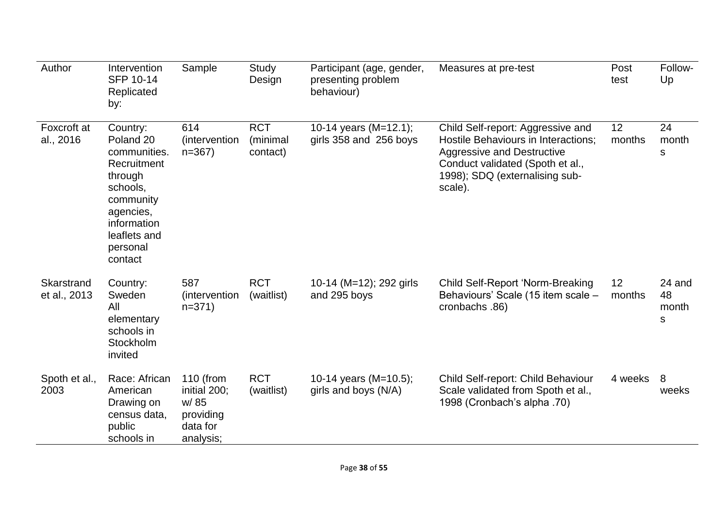| Author | Intervention SFP 10-14 Replicated by: | Sample | Study Design | Participant (age, gender, presenting problem behaviour) | Measures at pre-test | Post test | Follow-Up |
|---|---|---|---|---|---|---|---|
| Foxcroft at al., 2016 | Country: Poland 20 communities. Recruitment through schools, community agencies, information leaflets and personal contact | 614 (intervention n=367) | RCT (minimal contact) | 10-14 years (M=12.1); girls 358 and 256 boys | Child Self-report: Aggressive and Hostile Behaviours in Interactions; Aggressive and Destructive Conduct validated (Spoth et al., 1998); SDQ (externalising sub-scale). | 12 months | 24 months |
| Skarstrand et al., 2013 | Country: Sweden All elementary schools in Stockholm invited | 587 (intervention n=371) | RCT (waitlist) | 10-14 (M=12); 292 girls and 295 boys | Child Self-Report 'Norm-Breaking Behaviours' Scale (15 item scale – cronbachs .86) | 12 months | 24 and 48 months |
| Spoth et al., 2003 | Race: African American Drawing on census data, public schools in | 110 (from initial 200; w/ 85 providing data for analysis; | RCT (waitlist) | 10-14 years (M=10.5); girls and boys (N/A) | Child Self-report: Child Behaviour Scale validated from Spoth et al., 1998 (Cronbach's alpha .70) | 4 weeks | 8 weeks |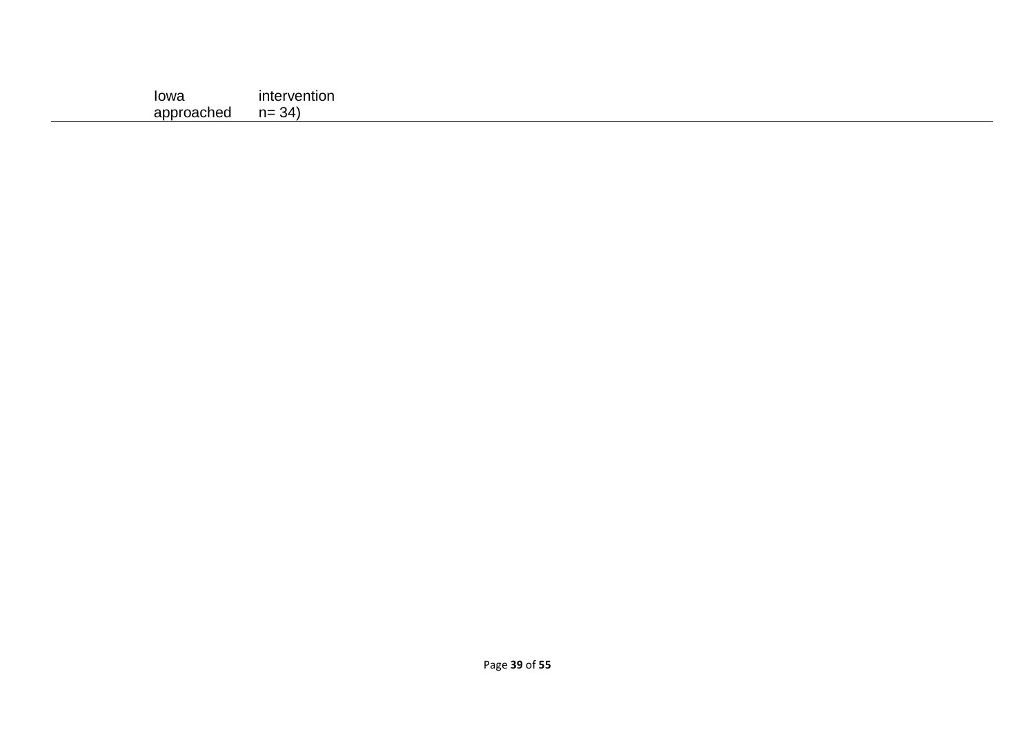| | |
|---|---|
| Iowa approached | intervention n= 34) |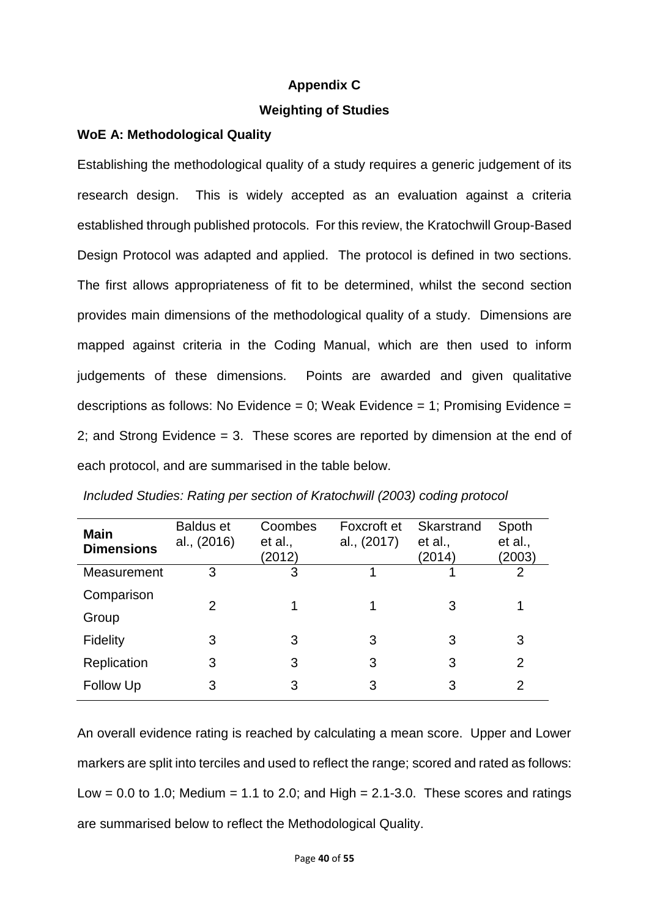## Appendix C

## Weighting of Studies

### WoE A: Methodological Quality

Establishing the methodological quality of a study requires a generic judgement of its research design. This is widely accepted as an evaluation against a criteria established through published protocols. For this review, the Kratochwill Group-Based Design Protocol was adapted and applied. The protocol is defined in two sections. The first allows appropriateness of fit to be determined, whilst the second section provides main dimensions of the methodological quality of a study. Dimensions are mapped against criteria in the Coding Manual, which are then used to inform judgements of these dimensions. Points are awarded and given qualitative descriptions as follows: No Evidence = 0; Weak Evidence = 1; Promising Evidence = 2; and Strong Evidence = 3. These scores are reported by dimension at the end of each protocol, and are summarised in the table below.

*Included Studies: Rating per section of Kratochwill (2003) coding protocol*

| **Main Dimensions** | Baldus et al., (2016) | Coombes et al., (2012) | Foxcroft et al., (2017) | Skarstrand et al., (2014) | Spoth et al., (2003) |
|---|---|---|---|---|---|
| Measurement | 3 | 3 | 1 | 1 | 2 |
| Comparison Group | 2 | 1 | 1 | 3 | 1 |
| Fidelity | 3 | 3 | 3 | 3 | 3 |
| Replication | 3 | 3 | 3 | 3 | 2 |
| Follow Up | 3 | 3 | 3 | 3 | 2 |

An overall evidence rating is reached by calculating a mean score. Upper and Lower markers are split into terciles and used to reflect the range; scored and rated as follows: Low = 0.0 to 1.0; Medium = 1.1 to 2.0; and High = 2.1-3.0. These scores and ratings are summarised below to reflect the Methodological Quality.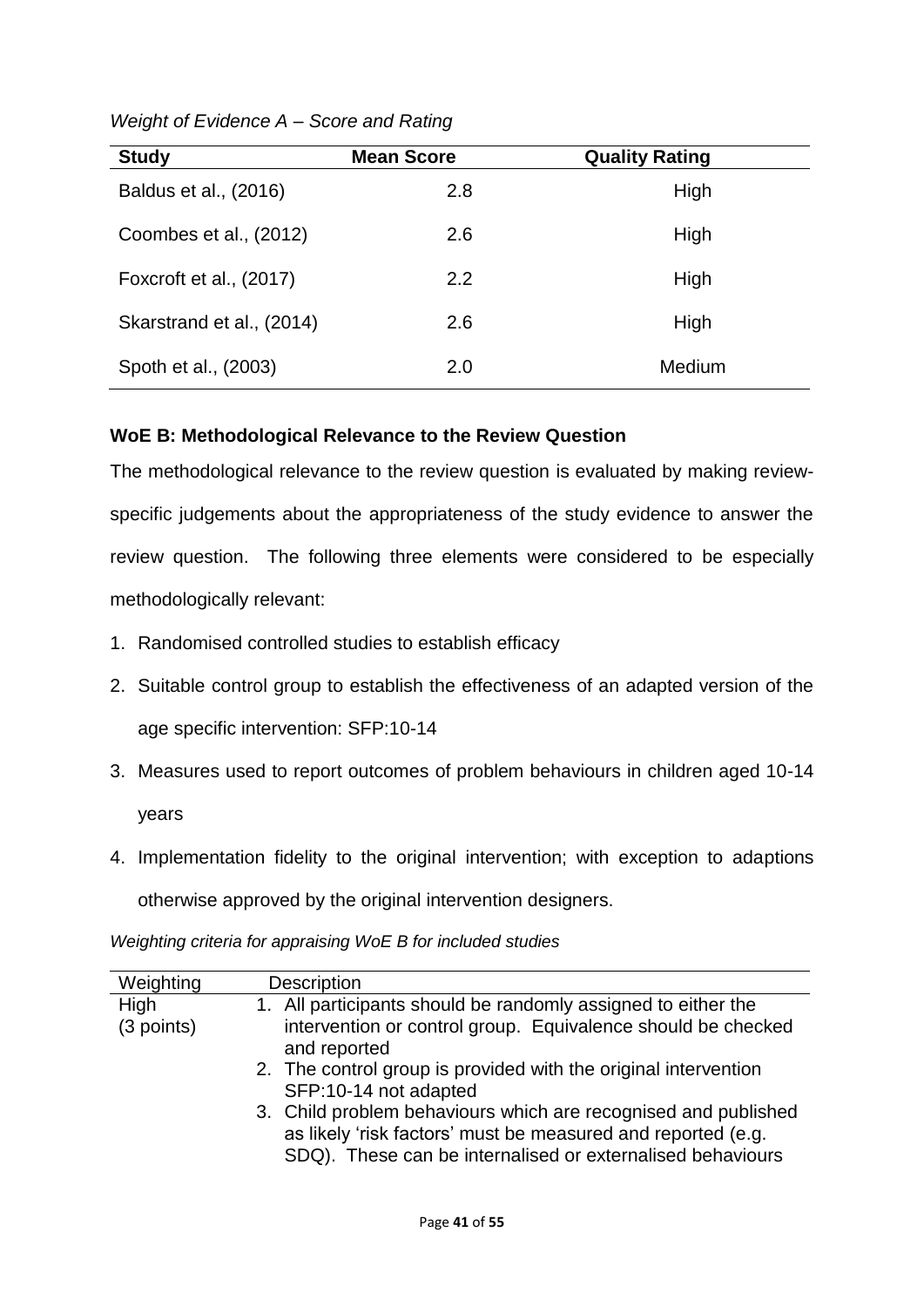*Weight of Evidence A – Score and Rating*

| Study | Mean Score | Quality Rating |
|---|---|---|
| Baldus et al., (2016) | 2.8 | High |
| Coombes et al., (2012) | 2.6 | High |
| Foxcroft et al., (2017) | 2.2 | High |
| Skarstrand et al., (2014) | 2.6 | High |
| Spoth et al., (2003) | 2.0 | Medium |

**WoE B: Methodological Relevance to the Review Question**

The methodological relevance to the review question is evaluated by making review-specific judgements about the appropriateness of the study evidence to answer the review question. The following three elements were considered to be especially methodologically relevant:

1. Randomised controlled studies to establish efficacy
2. Suitable control group to establish the effectiveness of an adapted version of the age specific intervention: SFP:10-14
3. Measures used to report outcomes of problem behaviours in children aged 10-14 years
4. Implementation fidelity to the original intervention; with exception to adaptions otherwise approved by the original intervention designers.

*Weighting criteria for appraising WoE B for included studies*

| Weighting | Description |
|---|---|
| High (3 points) | 1. All participants should be randomly assigned to either the intervention or control group. Equivalence should be checked and reported<br>2. The control group is provided with the original intervention SFP:10-14 not adapted<br>3. Child problem behaviours which are recognised and published as likely 'risk factors' must be measured and reported (e.g. SDQ). These can be internalised or externalised behaviours |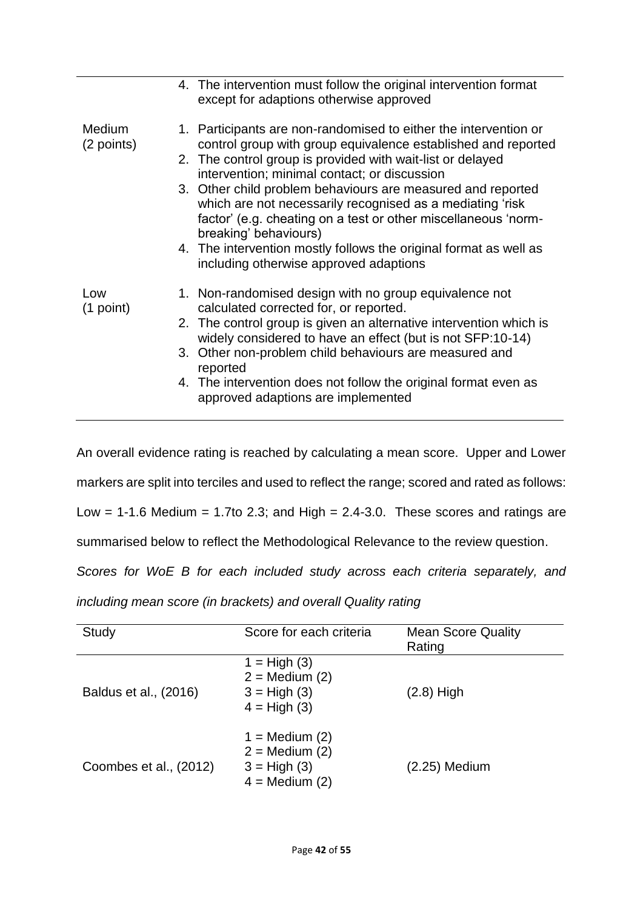| | |
|---|---|
| | 4. The intervention must follow the original intervention format except for adaptions otherwise approved |
| Medium (2 points) | 1. Participants are non-randomised to either the intervention or control group with group equivalence established and reported<br>2. The control group is provided with wait-list or delayed intervention; minimal contact; or discussion<br>3. Other child problem behaviours are measured and reported which are not necessarily recognised as a mediating 'risk factor' (e.g. cheating on a test or other miscellaneous 'norm-breaking' behaviours)<br>4. The intervention mostly follows the original format as well as including otherwise approved adaptions |
| Low (1 point) | 1. Non-randomised design with no group equivalence not calculated corrected for, or reported.<br>2. The control group is given an alternative intervention which is widely considered to have an effect (but is not SFP:10-14)<br>3. Other non-problem child behaviours are measured and reported<br>4. The intervention does not follow the original format even as approved adaptions are implemented |

An overall evidence rating is reached by calculating a mean score. Upper and Lower markers are split into terciles and used to reflect the range; scored and rated as follows: Low = 1-1.6 Medium = 1.7to 2.3; and High = 2.4-3.0. These scores and ratings are summarised below to reflect the Methodological Relevance to the review question.

*Scores for WoE B for each included study across each criteria separately, and including mean score (in brackets) and overall Quality rating*

| Study | Score for each criteria | Mean Score Quality Rating |
|---|---|---|
| Baldus et al., (2016) | 1 = High (3)<br>2 = Medium (2)<br>3 = High (3)<br>4 = High (3) | (2.8) High |
| Coombes et al., (2012) | 1 = Medium (2)<br>2 = Medium (2)<br>3 = High (3)<br>4 = Medium (2) | (2.25) Medium |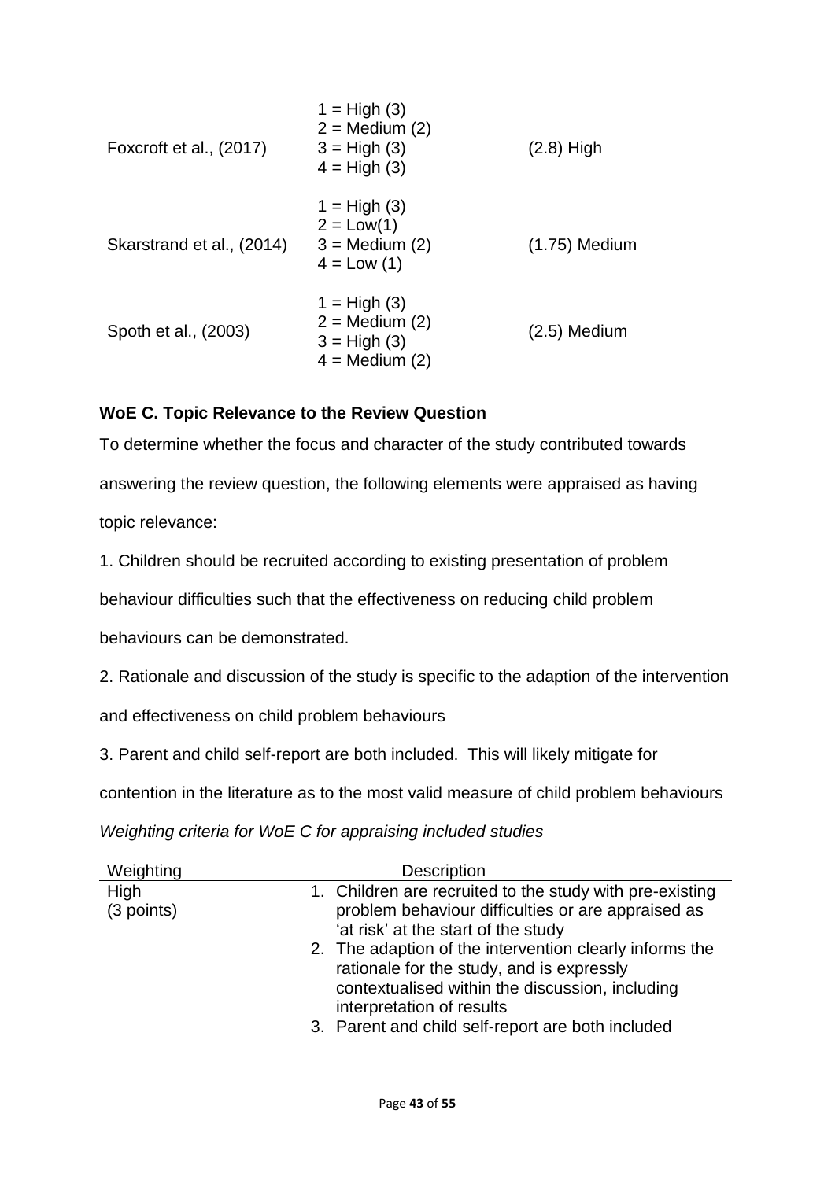| | | |
|---|---|---|
| Foxcroft et al., (2017) | 1 = High (3)<br>2 = Medium (2)<br>3 = High (3)<br>4 = High (3) | (2.8) High |
| Skarstrand et al., (2014) | 1 = High (3)<br>2 = Low(1)<br>3 = Medium (2)<br>4 = Low (1) | (1.75) Medium |
| Spoth et al., (2003) | 1 = High (3)<br>2 = Medium (2)<br>3 = High (3)<br>4 = Medium (2) | (2.5) Medium |

**WoE C. Topic Relevance to the Review Question**

To determine whether the focus and character of the study contributed towards answering the review question, the following elements were appraised as having topic relevance:

1. Children should be recruited according to existing presentation of problem behaviour difficulties such that the effectiveness on reducing child problem behaviours can be demonstrated.

2. Rationale and discussion of the study is specific to the adaption of the intervention and effectiveness on child problem behaviours

3. Parent and child self-report are both included. This will likely mitigate for contention in the literature as to the most valid measure of child problem behaviours

*Weighting criteria for WoE C for appraising included studies*

| Weighting | Description |
|---|---|
| High<br>(3 points) | 1. Children are recruited to the study with pre-existing problem behaviour difficulties or are appraised as 'at risk' at the start of the study<br>2. The adaption of the intervention clearly informs the rationale for the study, and is expressly contextualised within the discussion, including interpretation of results<br>3. Parent and child self-report are both included |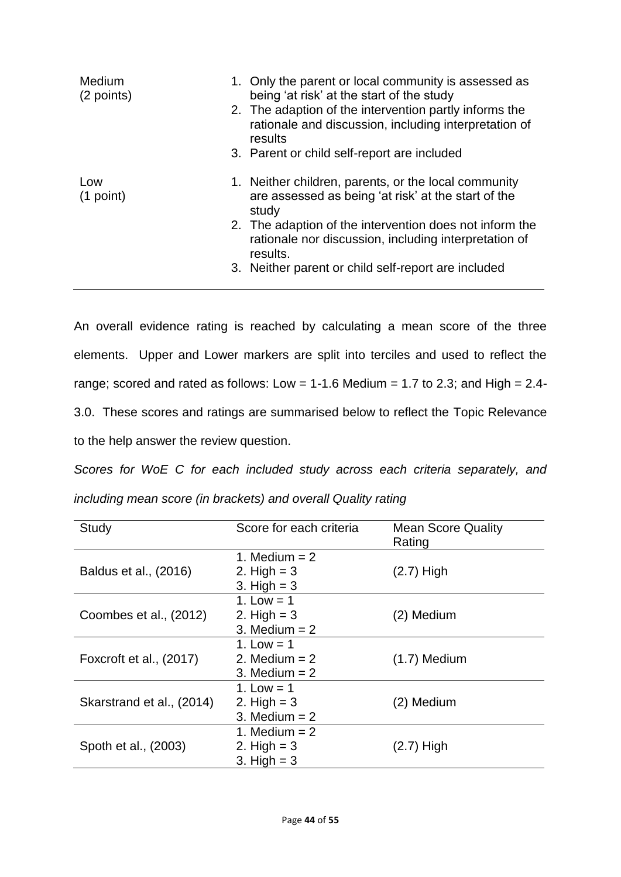| | |
|---|---|
| Medium (2 points) | 1. Only the parent or local community is assessed as being 'at risk' at the start of the study<br>2. The adaption of the intervention partly informs the rationale and discussion, including interpretation of results<br>3. Parent or child self-report are included |
| Low (1 point) | 1. Neither children, parents, or the local community are assessed as being 'at risk' at the start of the study<br>2. The adaption of the intervention does not inform the rationale nor discussion, including interpretation of results.<br>3. Neither parent or child self-report are included |

An overall evidence rating is reached by calculating a mean score of the three elements. Upper and Lower markers are split into terciles and used to reflect the range; scored and rated as follows: Low = 1-1.6 Medium = 1.7 to 2.3; and High = 2.4-3.0. These scores and ratings are summarised below to reflect the Topic Relevance to the help answer the review question.

*Scores for WoE C for each included study across each criteria separately, and including mean score (in brackets) and overall Quality rating*

| Study | Score for each criteria | Mean Score Quality Rating |
|---|---|---|
| Baldus et al., (2016) | 1. Medium = 2<br>2. High = 3<br>3. High = 3 | (2.7) High |
| Coombes et al., (2012) | 1. Low = 1<br>2. High = 3<br>3. Medium = 2 | (2) Medium |
| Foxcroft et al., (2017) | 1. Low = 1<br>2. Medium = 2<br>3. Medium = 2 | (1.7) Medium |
| Skarstrand et al., (2014) | 1. Low = 1<br>2. High = 3<br>3. Medium = 2 | (2) Medium |
| Spoth et al., (2003) | 1. Medium = 2<br>2. High = 3<br>3. High = 3 | (2.7) High |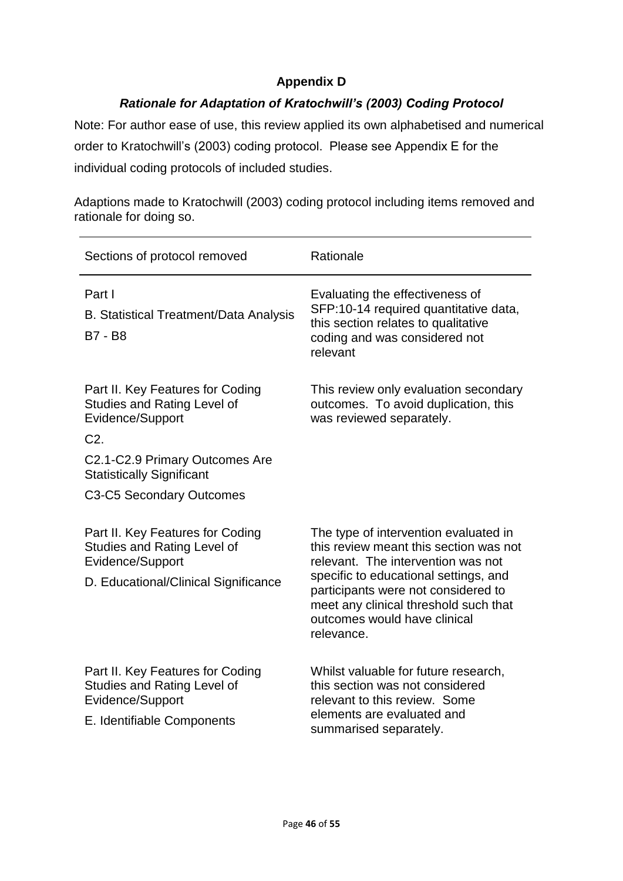# Appendix D

## *Rationale for Adaptation of Kratochwill's (2003) Coding Protocol*

Note: For author ease of use, this review applied its own alphabetised and numerical order to Kratochwill's (2003) coding protocol. Please see Appendix E for the individual coding protocols of included studies.

Adaptions made to Kratochwill (2003) coding protocol including items removed and rationale for doing so.

| Sections of protocol removed | Rationale |
|---|---|
| Part I<br>B. Statistical Treatment/Data Analysis<br>B7 - B8 | Evaluating the effectiveness of SFP:10-14 required quantitative data, this section relates to qualitative coding and was considered not relevant |
| Part II. Key Features for Coding Studies and Rating Level of Evidence/Support<br>C2.<br>C2.1-C2.9 Primary Outcomes Are Statistically Significant<br>C3-C5 Secondary Outcomes | This review only evaluation secondary outcomes. To avoid duplication, this was reviewed separately. |
| Part II. Key Features for Coding Studies and Rating Level of Evidence/Support<br>D. Educational/Clinical Significance | The type of intervention evaluated in this review meant this section was not relevant. The intervention was not specific to educational settings, and participants were not considered to meet any clinical threshold such that outcomes would have clinical relevance. |
| Part II. Key Features for Coding Studies and Rating Level of Evidence/Support<br>E. Identifiable Components | Whilst valuable for future research, this section was not considered relevant to this review. Some elements are evaluated and summarised separately. |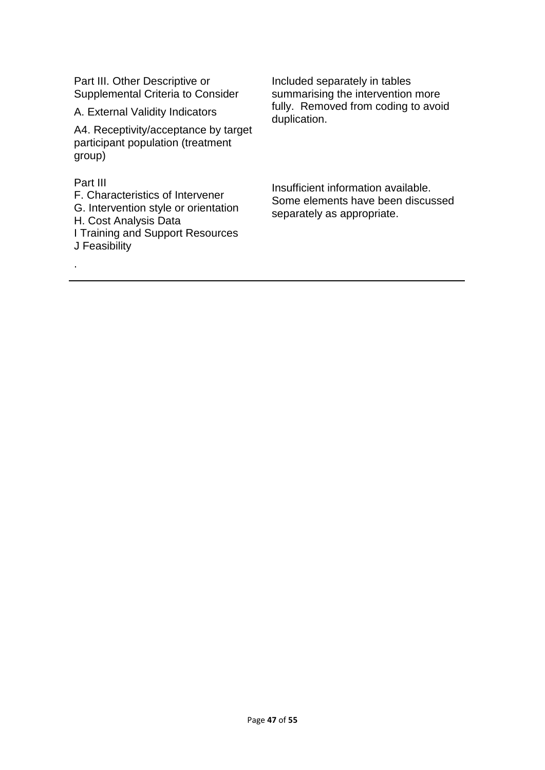| | |
|---|---|
| Part III. Other Descriptive or Supplemental Criteria to Consider<br><br>A. External Validity Indicators<br><br>A4. Receptivity/acceptance by target participant population (treatment group) | Included separately in tables summarising the intervention more fully. Removed from coding to avoid duplication. |
| Part III<br>F. Characteristics of Intervener<br>G. Intervention style or orientation<br>H. Cost Analysis Data<br>I Training and Support Resources<br>J Feasibility<br><br>. | Insufficient information available. Some elements have been discussed separately as appropriate. |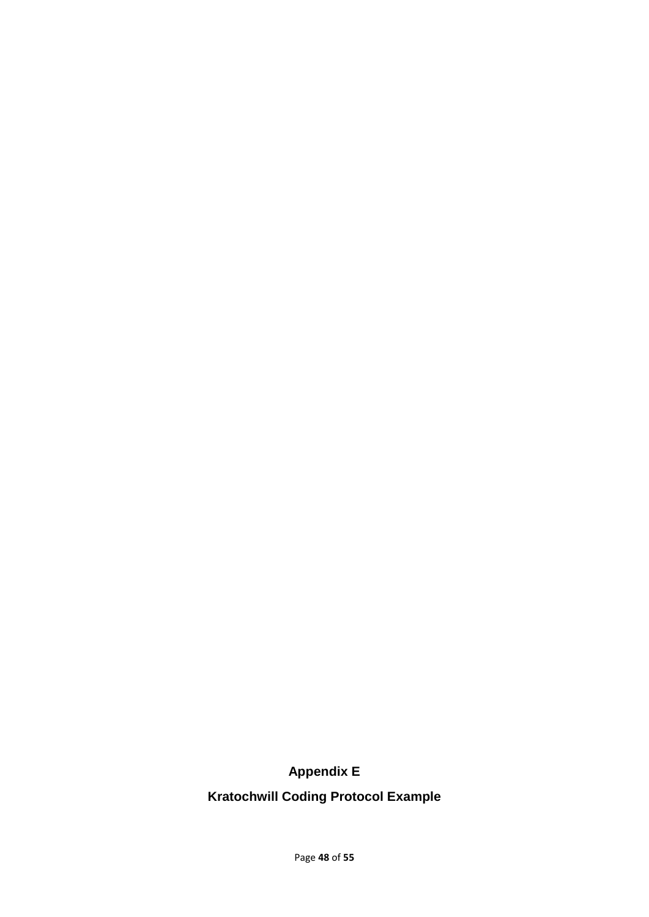## Appendix E

## Kratochwill Coding Protocol Example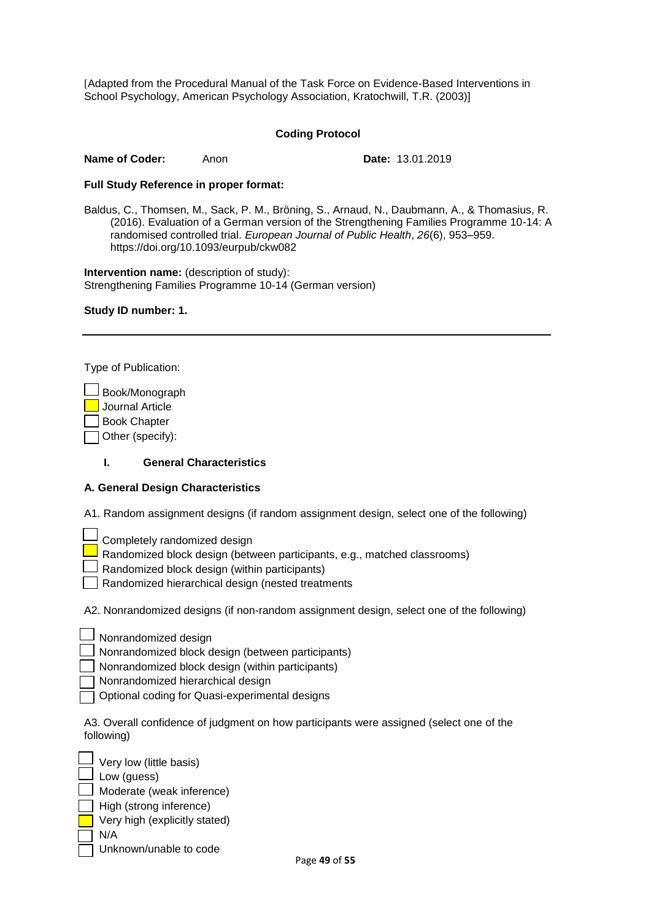[Adapted from the Procedural Manual of the Task Force on Evidence-Based Interventions in School Psychology, American Psychology Association, Kratochwill, T.R. (2003)]

**Coding Protocol**

**Name of Coder:** Anon **Date:** 13.01.2019

**Full Study Reference in proper format:**

Baldus, C., Thomsen, M., Sack, P. M., Bröning, S., Arnaud, N., Daubmann, A., & Thomasius, R. (2016). Evaluation of a German version of the Strengthening Families Programme 10-14: A randomised controlled trial. *European Journal of Public Health*, *26*(6), 953–959. https://doi.org/10.1093/eurpub/ckw082

**Intervention name:** (description of study):
Strengthening Families Programme 10-14 (German version)

**Study ID number: 1.**

---

Type of Publication:

- [ ] Book/Monograph
- [x] Journal Article
- [ ] Book Chapter
- [ ] Other (specify):

## I. General Characteristics

### A. General Design Characteristics

A1. Random assignment designs (if random assignment design, select one of the following)

- [ ] Completely randomized design
- [x] Randomized block design (between participants, e.g., matched classrooms)
- [ ] Randomized block design (within participants)
- [ ] Randomized hierarchical design (nested treatments

A2. Nonrandomized designs (if non-random assignment design, select one of the following)

- [ ] Nonrandomized design
- [ ] Nonrandomized block design (between participants)
- [ ] Nonrandomized block design (within participants)
- [ ] Nonrandomized hierarchical design
- [ ] Optional coding for Quasi-experimental designs

A3. Overall confidence of judgment on how participants were assigned (select one of the following)

- [ ] Very low (little basis)
- [ ] Low (guess)
- [ ] Moderate (weak inference)
- [ ] High (strong inference)
- [x] Very high (explicitly stated)
- [ ] N/A
- [ ] Unknown/unable to code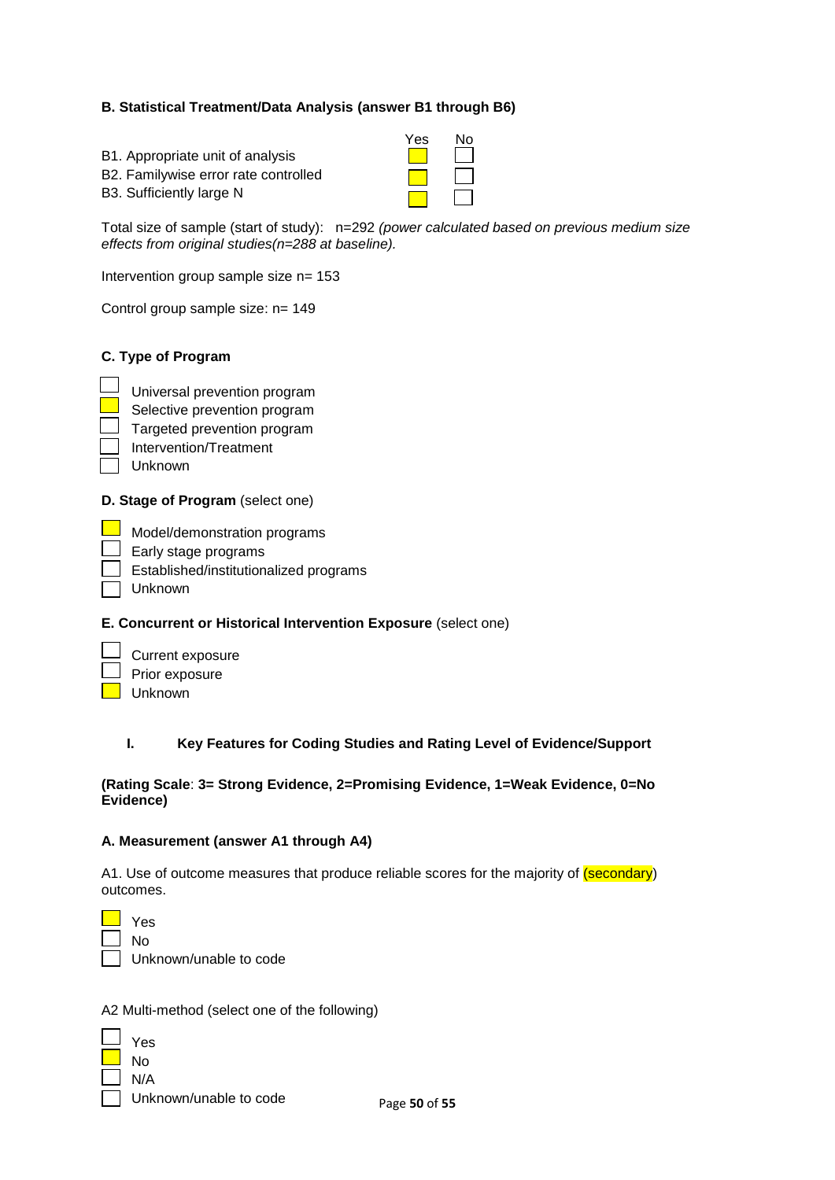### B. Statistical Treatment/Data Analysis (answer B1 through B6)

| | Yes | No |
|---|---|---|
| B1. Appropriate unit of analysis | ☒ | ☐ |
| B2. Familywise error rate controlled | ☒ | ☐ |
| B3. Sufficiently large N | ☒ | ☐ |

Total size of sample (start of study): n=292 *(power calculated based on previous medium size effects from original studies(n=288 at baseline).*

Intervention group sample size n= 153

Control group sample size: n= 149

### C. Type of Program

- ☐ Universal prevention program
- ☒ Selective prevention program
- ☐ Targeted prevention program
- ☐ Intervention/Treatment
- ☐ Unknown

### D. Stage of Program (select one)

- ☒ Model/demonstration programs
- ☐ Early stage programs
- ☐ Established/institutionalized programs
- ☐ Unknown

### E. Concurrent or Historical Intervention Exposure (select one)

- ☐ Current exposure
- ☐ Prior exposure
- ☒ Unknown

## I. Key Features for Coding Studies and Rating Level of Evidence/Support

**(Rating Scale: 3= Strong Evidence, 2=Promising Evidence, 1=Weak Evidence, 0=No Evidence)**

### A. Measurement (answer A1 through A4)

A1. Use of outcome measures that produce reliable scores for the majority of (secondary) outcomes.

- ☒ Yes
- ☐ No
- ☐ Unknown/unable to code

A2 Multi-method (select one of the following)

- ☐ Yes
- ☒ No
- ☐ N/A
- ☐ Unknown/unable to code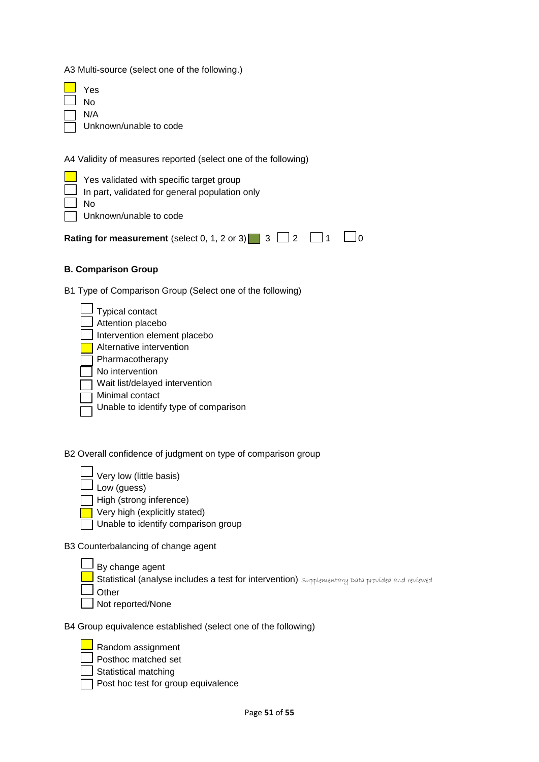A3 Multi-source (select one of the following.)

- [x] Yes
- [ ] No
- [ ] N/A
- [ ] Unknown/unable to code

A4 Validity of measures reported (select one of the following)

- [x] Yes validated with specific target group
- [ ] In part, validated for general population only
- [ ] No
- [ ] Unknown/unable to code

**Rating for measurement** (select 0, 1, 2 or 3) [x] 3 [ ] 2 [ ] 1 [ ] 0

**B. Comparison Group**

B1 Type of Comparison Group (Select one of the following)

- [ ] Typical contact
- [ ] Attention placebo
- [ ] Intervention element placebo
- [x] Alternative intervention
- [ ] Pharmacotherapy
- [ ] No intervention
- [ ] Wait list/delayed intervention
- [ ] Minimal contact
- [ ] Unable to identify type of comparison

B2 Overall confidence of judgment on type of comparison group

- [ ] Very low (little basis)
- [ ] Low (guess)
- [ ] High (strong inference)
- [x] Very high (explicitly stated)
- [ ] Unable to identify comparison group

B3 Counterbalancing of change agent

- [ ] By change agent
- [x] Statistical (analyse includes a test for intervention) Supplementary Data provided and reviewed
- [ ] Other
- [ ] Not reported/None

B4 Group equivalence established (select one of the following)

- [x] Random assignment
- [ ] Posthoc matched set
- [ ] Statistical matching
- [ ] Post hoc test for group equivalence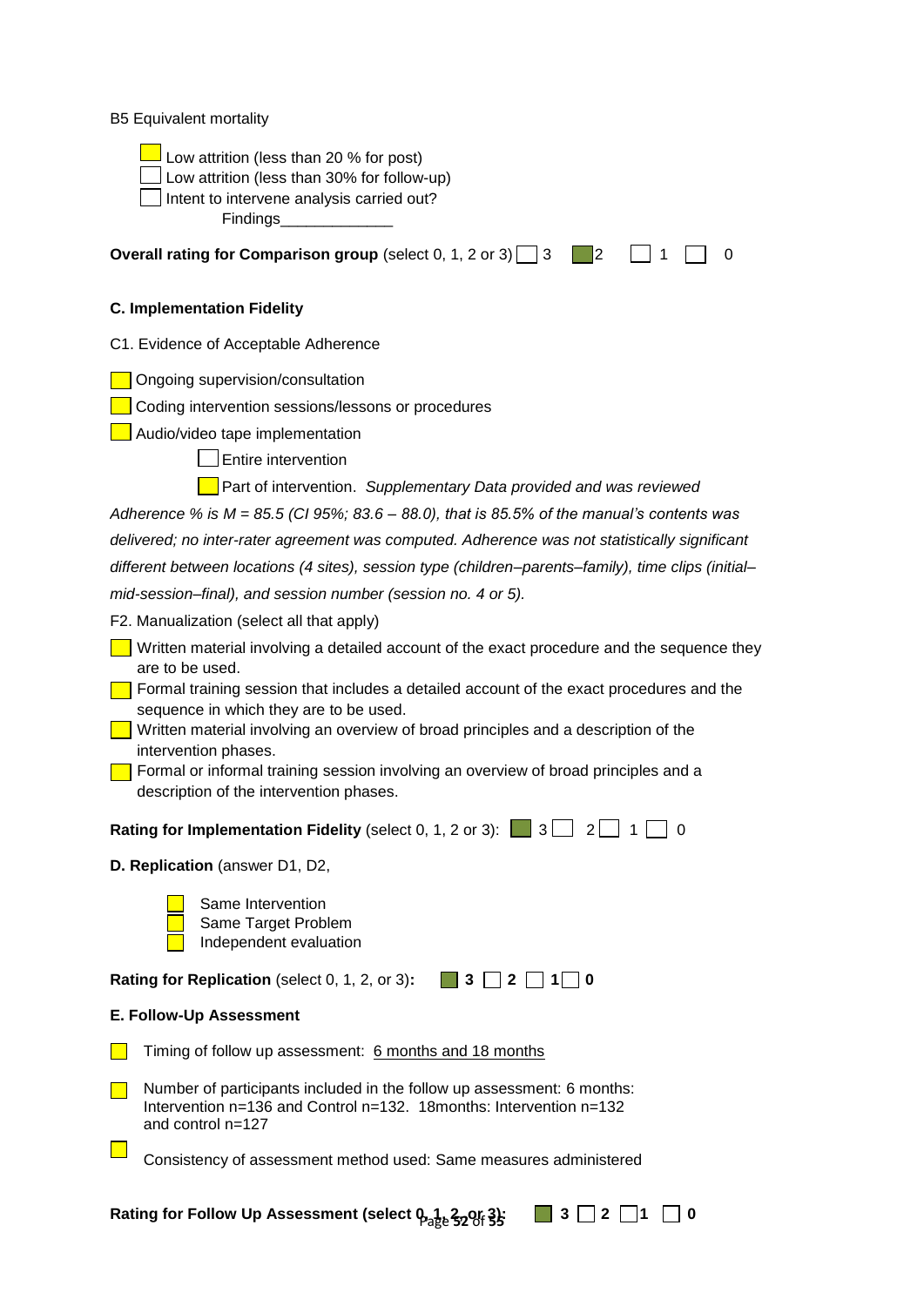B5 Equivalent mortality

- [x] Low attrition (less than 20 % for post)
- [ ] Low attrition (less than 30% for follow-up)
- [ ] Intent to intervene analysis carried out?

  Findings_____________

**Overall rating for Comparison group** (select 0, 1, 2 or 3) [ ] 3 [x] 2 [ ] 1 [ ] 0

**C. Implementation Fidelity**

C1. Evidence of Acceptable Adherence

- [x] Ongoing supervision/consultation
- [x] Coding intervention sessions/lessons or procedures
- [x] Audio/video tape implementation
  - [ ] Entire intervention
  - [x] Part of intervention. *Supplementary Data provided and was reviewed*

*Adherence % is M = 85.5 (CI 95%; 83.6 – 88.0), that is 85.5% of the manual's contents was delivered; no inter-rater agreement was computed. Adherence was not statistically significant different between locations (4 sites), session type (children–parents–family), time clips (initial–mid-session–final), and session number (session no. 4 or 5).*

F2. Manualization (select all that apply)

- [x] Written material involving a detailed account of the exact procedure and the sequence they are to be used.
- [x] Formal training session that includes a detailed account of the exact procedures and the sequence in which they are to be used.
- [x] Written material involving an overview of broad principles and a description of the intervention phases.
- [x] Formal or informal training session involving an overview of broad principles and a description of the intervention phases.

**Rating for Implementation Fidelity** (select 0, 1, 2 or 3): [x] 3 [ ] 2 [ ] 1 [ ] 0

**D. Replication** (answer D1, D2,

- [x] Same Intervention
- [x] Same Target Problem
- [x] Independent evaluation

**Rating for Replication** (select 0, 1, 2, or 3)**:** [x] **3** [ ] **2** [ ] **1** [ ] **0**

**E. Follow-Up Assessment**

- [x] Timing of follow up assessment: 6 months and 18 months
- [x] Number of participants included in the follow up assessment: 6 months: Intervention n=136 and Control n=132. 18months: Intervention n=132 and control n=127
- [x] Consistency of assessment method used: Same measures administered

**Rating for Follow Up Assessment (select 0, 1, 2, or 3):** [x] **3** [ ] **2** [ ] **1** [ ] **0**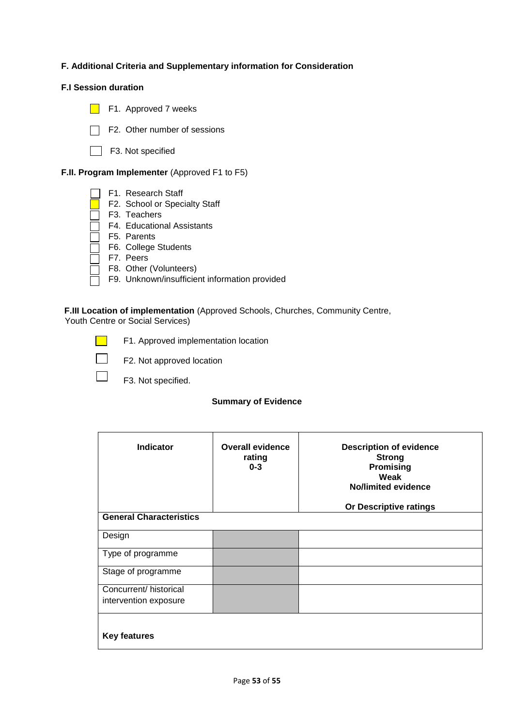**F. Additional Criteria and Supplementary information for Consideration**

**F.I Session duration**

- ☒ F1. Approved 7 weeks
- ☐ F2. Other number of sessions
- ☐ F3. Not specified

**F.II. Program Implementer** (Approved F1 to F5)

- ☐ F1. Research Staff
- ☒ F2. School or Specialty Staff
- ☐ F3. Teachers
- ☐ F4. Educational Assistants
- ☐ F5. Parents
- ☐ F6. College Students
- ☐ F7. Peers
- ☐ F8. Other (Volunteers)
- ☐ F9. Unknown/insufficient information provided

**F.III Location of implementation** (Approved Schools, Churches, Community Centre, Youth Centre or Social Services)

- ☒ F1. Approved implementation location
- ☐ F2. Not approved location
- ☐ F3. Not specified.

**Summary of Evidence**

| Indicator | Overall evidence rating 0-3 | Description of evidence Strong Promising Weak No/limited evidence Or Descriptive ratings |
|---|---|---|
| **General Characteristics** | | |
| Design | | |
| Type of programme | | |
| Stage of programme | | |
| Concurrent/ historical intervention exposure | | |
| **Key features** | | |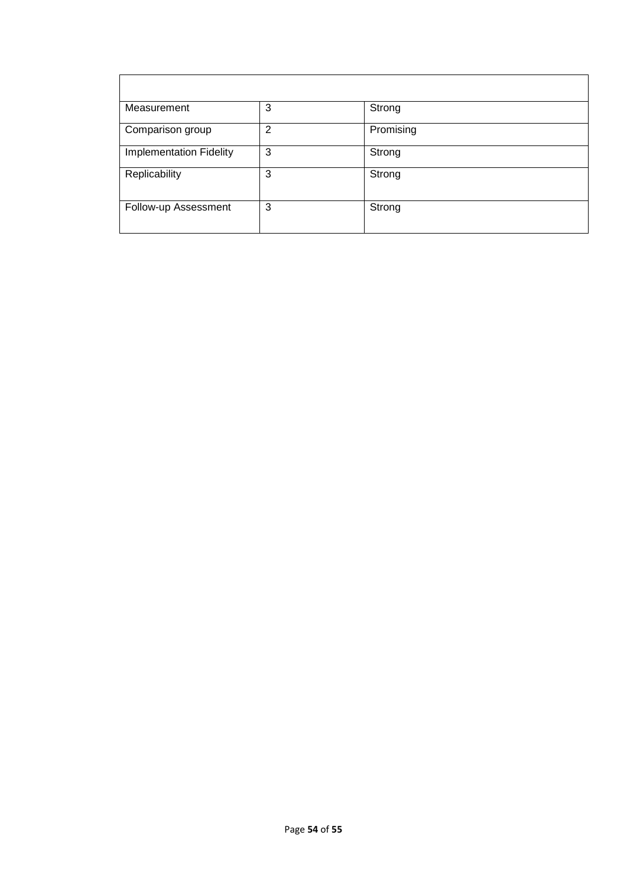| | | |
|---|---|---|
| Measurement | 3 | Strong |
| Comparison group | 2 | Promising |
| Implementation Fidelity | 3 | Strong |
| Replicability | 3 | Strong |
| Follow-up Assessment | 3 | Strong |